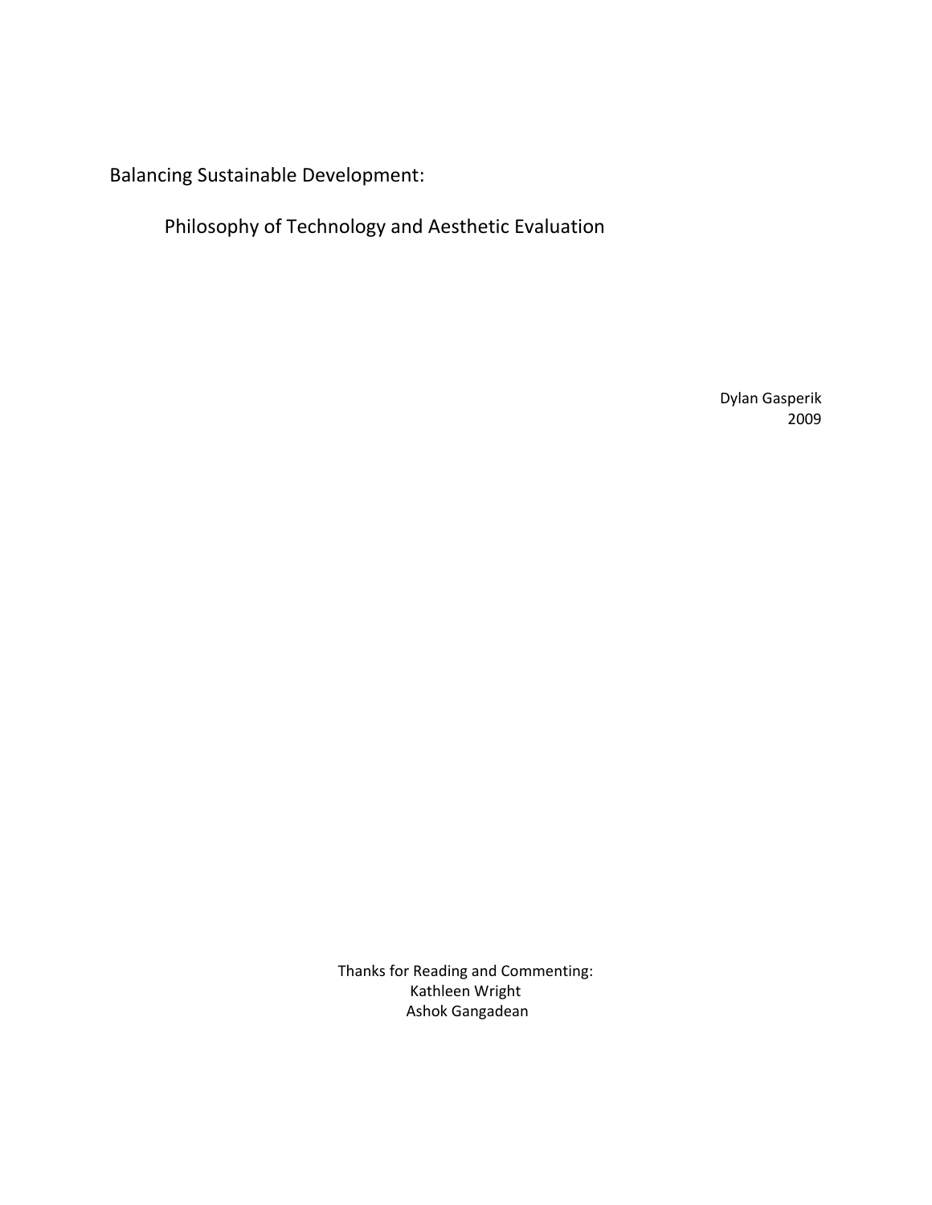# Balancing Sustainable Development:

## Philosophy of Technology and Aesthetic Evaluation

Dylan Gasperik
2009

Thanks for Reading and Commenting:
Kathleen Wright
Ashok Gangadean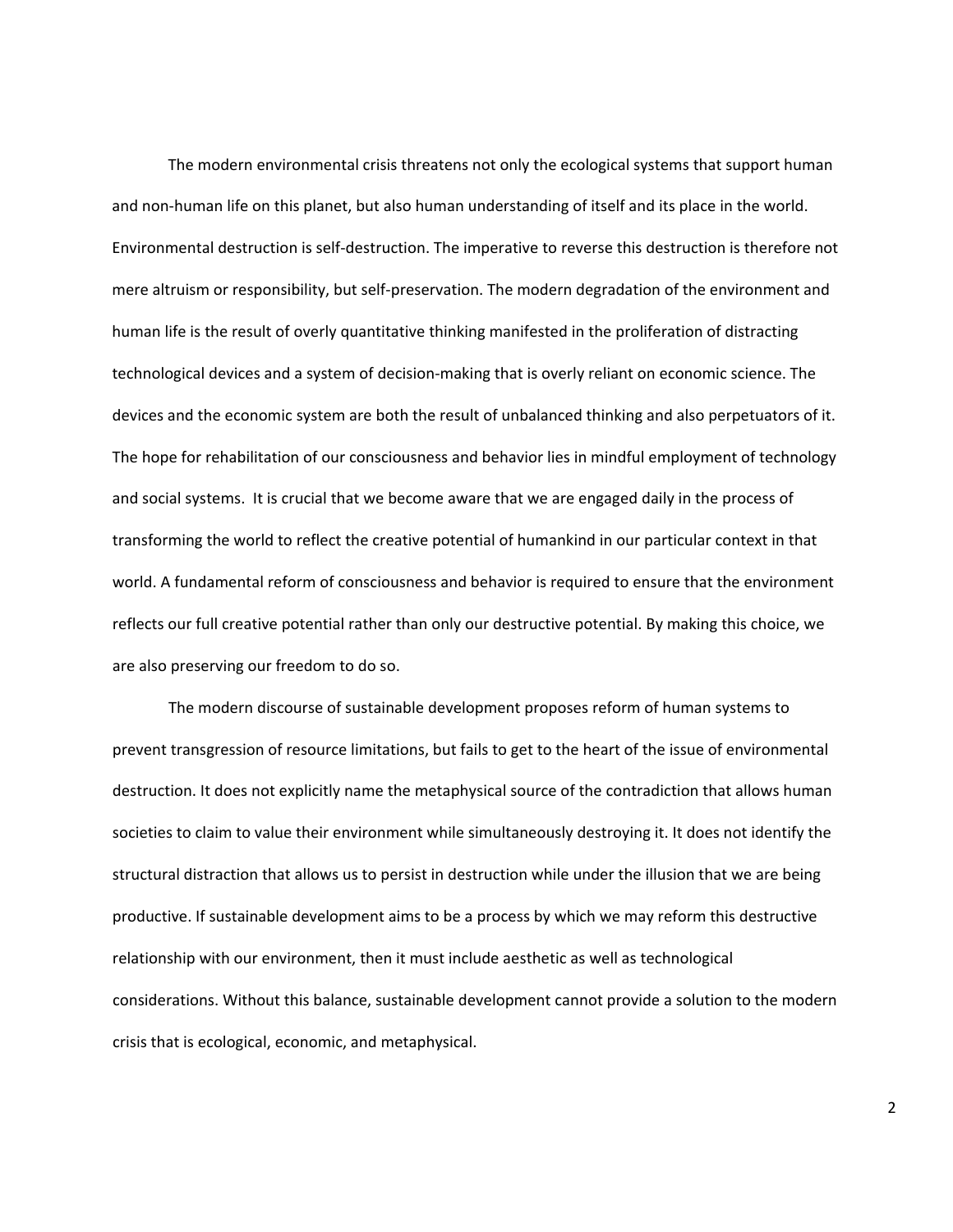The modern environmental crisis threatens not only the ecological systems that support human and non-human life on this planet, but also human understanding of itself and its place in the world. Environmental destruction is self-destruction. The imperative to reverse this destruction is therefore not mere altruism or responsibility, but self-preservation. The modern degradation of the environment and human life is the result of overly quantitative thinking manifested in the proliferation of distracting technological devices and a system of decision-making that is overly reliant on economic science. The devices and the economic system are both the result of unbalanced thinking and also perpetuators of it. The hope for rehabilitation of our consciousness and behavior lies in mindful employment of technology and social systems. It is crucial that we become aware that we are engaged daily in the process of transforming the world to reflect the creative potential of humankind in our particular context in that world. A fundamental reform of consciousness and behavior is required to ensure that the environment reflects our full creative potential rather than only our destructive potential. By making this choice, we are also preserving our freedom to do so.

The modern discourse of sustainable development proposes reform of human systems to prevent transgression of resource limitations, but fails to get to the heart of the issue of environmental destruction. It does not explicitly name the metaphysical source of the contradiction that allows human societies to claim to value their environment while simultaneously destroying it. It does not identify the structural distraction that allows us to persist in destruction while under the illusion that we are being productive. If sustainable development aims to be a process by which we may reform this destructive relationship with our environment, then it must include aesthetic as well as technological considerations. Without this balance, sustainable development cannot provide a solution to the modern crisis that is ecological, economic, and metaphysical.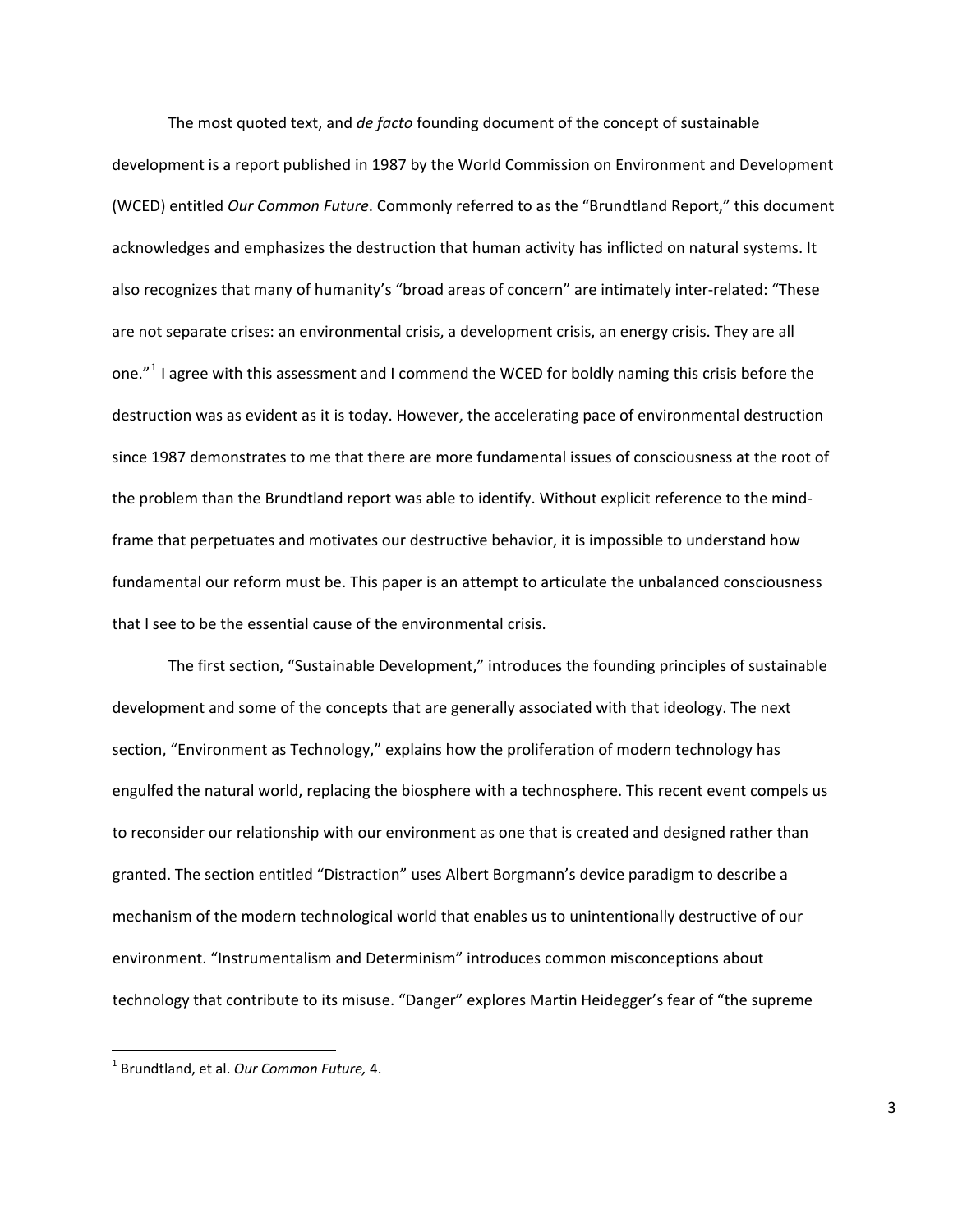The most quoted text, and *de facto* founding document of the concept of sustainable development is a report published in 1987 by the World Commission on Environment and Development (WCED) entitled *Our Common Future*. Commonly referred to as the "Brundtland Report," this document acknowledges and emphasizes the destruction that human activity has inflicted on natural systems. It also recognizes that many of humanity's "broad areas of concern" are intimately inter-related: "These are not separate crises: an environmental crisis, a development crisis, an energy crisis. They are all one."[1] I agree with this assessment and I commend the WCED for boldly naming this crisis before the destruction was as evident as it is today. However, the accelerating pace of environmental destruction since 1987 demonstrates to me that there are more fundamental issues of consciousness at the root of the problem than the Brundtland report was able to identify. Without explicit reference to the mind-frame that perpetuates and motivates our destructive behavior, it is impossible to understand how fundamental our reform must be. This paper is an attempt to articulate the unbalanced consciousness that I see to be the essential cause of the environmental crisis.

The first section, "Sustainable Development," introduces the founding principles of sustainable development and some of the concepts that are generally associated with that ideology. The next section, "Environment as Technology," explains how the proliferation of modern technology has engulfed the natural world, replacing the biosphere with a technosphere. This recent event compels us to reconsider our relationship with our environment as one that is created and designed rather than granted. The section entitled "Distraction" uses Albert Borgmann's device paradigm to describe a mechanism of the modern technological world that enables us to unintentionally destructive of our environment. "Instrumentalism and Determinism" introduces common misconceptions about technology that contribute to its misuse. "Danger" explores Martin Heidegger's fear of "the supreme

[1] Brundtland, et al. *Our Common Future,* 4.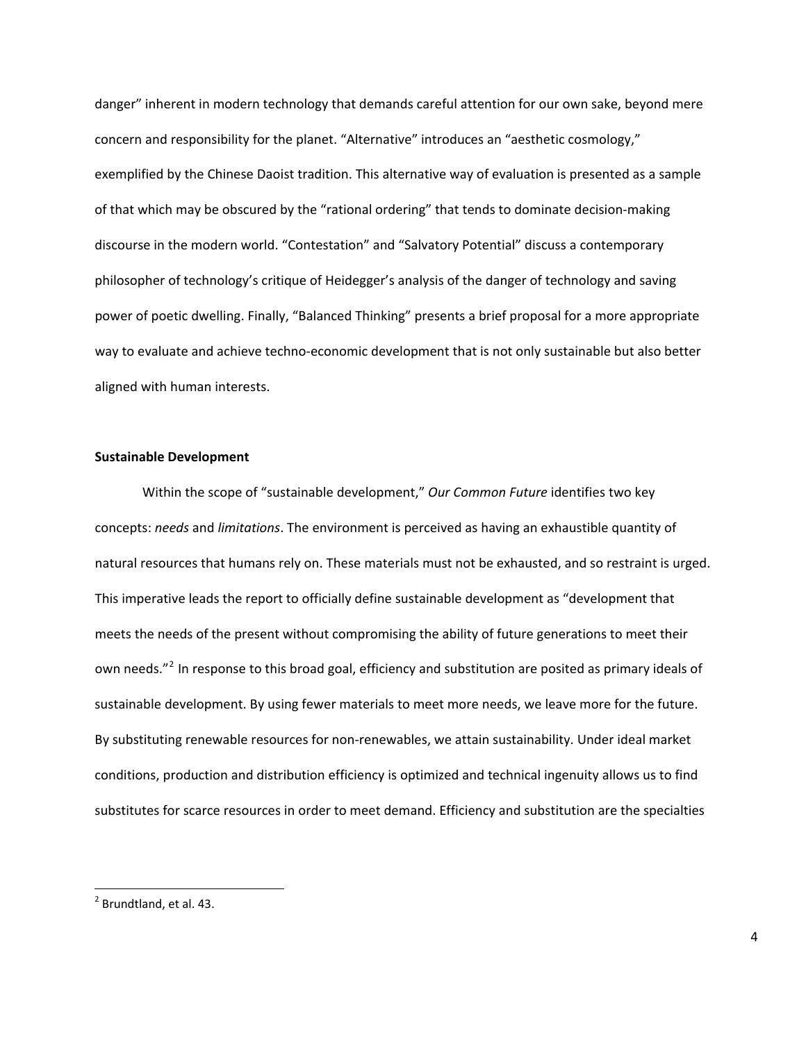danger" inherent in modern technology that demands careful attention for our own sake, beyond mere concern and responsibility for the planet. "Alternative" introduces an "aesthetic cosmology," exemplified by the Chinese Daoist tradition. This alternative way of evaluation is presented as a sample of that which may be obscured by the "rational ordering" that tends to dominate decision-making discourse in the modern world. "Contestation" and "Salvatory Potential" discuss a contemporary philosopher of technology's critique of Heidegger's analysis of the danger of technology and saving power of poetic dwelling. Finally, "Balanced Thinking" presents a brief proposal for a more appropriate way to evaluate and achieve techno-economic development that is not only sustainable but also better aligned with human interests.

**Sustainable Development**

Within the scope of "sustainable development," *Our Common Future* identifies two key concepts: *needs* and *limitations*. The environment is perceived as having an exhaustible quantity of natural resources that humans rely on. These materials must not be exhausted, and so restraint is urged. This imperative leads the report to officially define sustainable development as "development that meets the needs of the present without compromising the ability of future generations to meet their own needs."[2] In response to this broad goal, efficiency and substitution are posited as primary ideals of sustainable development. By using fewer materials to meet more needs, we leave more for the future. By substituting renewable resources for non-renewables, we attain sustainability. Under ideal market conditions, production and distribution efficiency is optimized and technical ingenuity allows us to find substitutes for scarce resources in order to meet demand. Efficiency and substitution are the specialties

---

[2] Brundtland, et al. 43.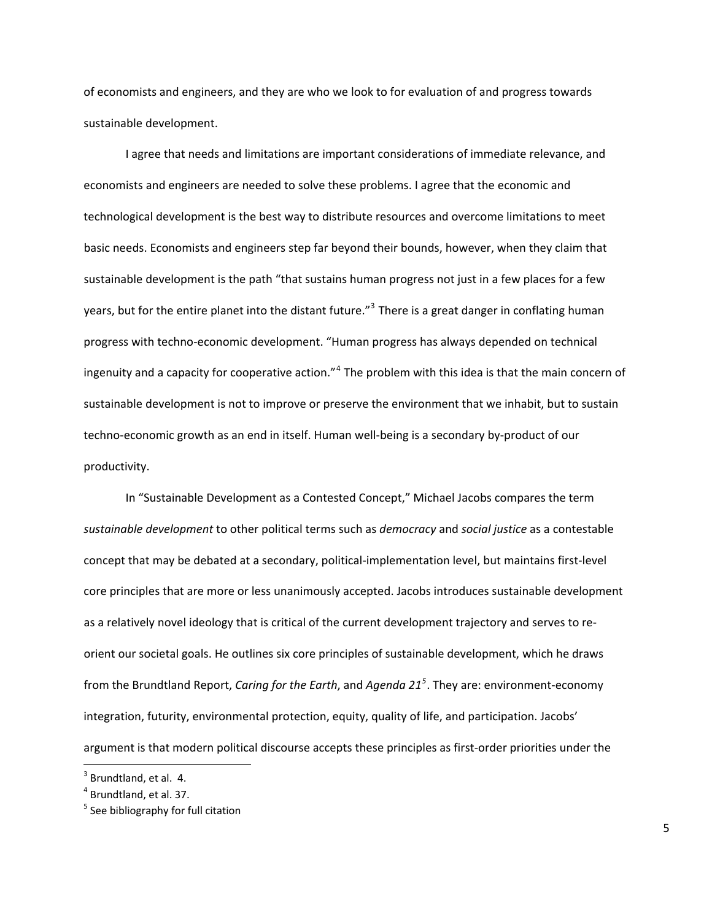of economists and engineers, and they are who we look to for evaluation of and progress towards sustainable development.

I agree that needs and limitations are important considerations of immediate relevance, and economists and engineers are needed to solve these problems. I agree that the economic and technological development is the best way to distribute resources and overcome limitations to meet basic needs. Economists and engineers step far beyond their bounds, however, when they claim that sustainable development is the path "that sustains human progress not just in a few places for a few years, but for the entire planet into the distant future."[3] There is a great danger in conflating human progress with techno-economic development. "Human progress has always depended on technical ingenuity and a capacity for cooperative action."[4] The problem with this idea is that the main concern of sustainable development is not to improve or preserve the environment that we inhabit, but to sustain techno-economic growth as an end in itself. Human well-being is a secondary by-product of our productivity.

In "Sustainable Development as a Contested Concept," Michael Jacobs compares the term *sustainable development* to other political terms such as *democracy* and *social justice* as a contestable concept that may be debated at a secondary, political-implementation level, but maintains first-level core principles that are more or less unanimously accepted. Jacobs introduces sustainable development as a relatively novel ideology that is critical of the current development trajectory and serves to re-orient our societal goals. He outlines six core principles of sustainable development, which he draws from the Brundtland Report, *Caring for the Earth*, and *Agenda 21*[5]. They are: environment-economy integration, futurity, environmental protection, equity, quality of life, and participation. Jacobs' argument is that modern political discourse accepts these principles as first-order priorities under the

---

[3] Brundtland, et al. 4.

[4] Brundtland, et al. 37.

[5] See bibliography for full citation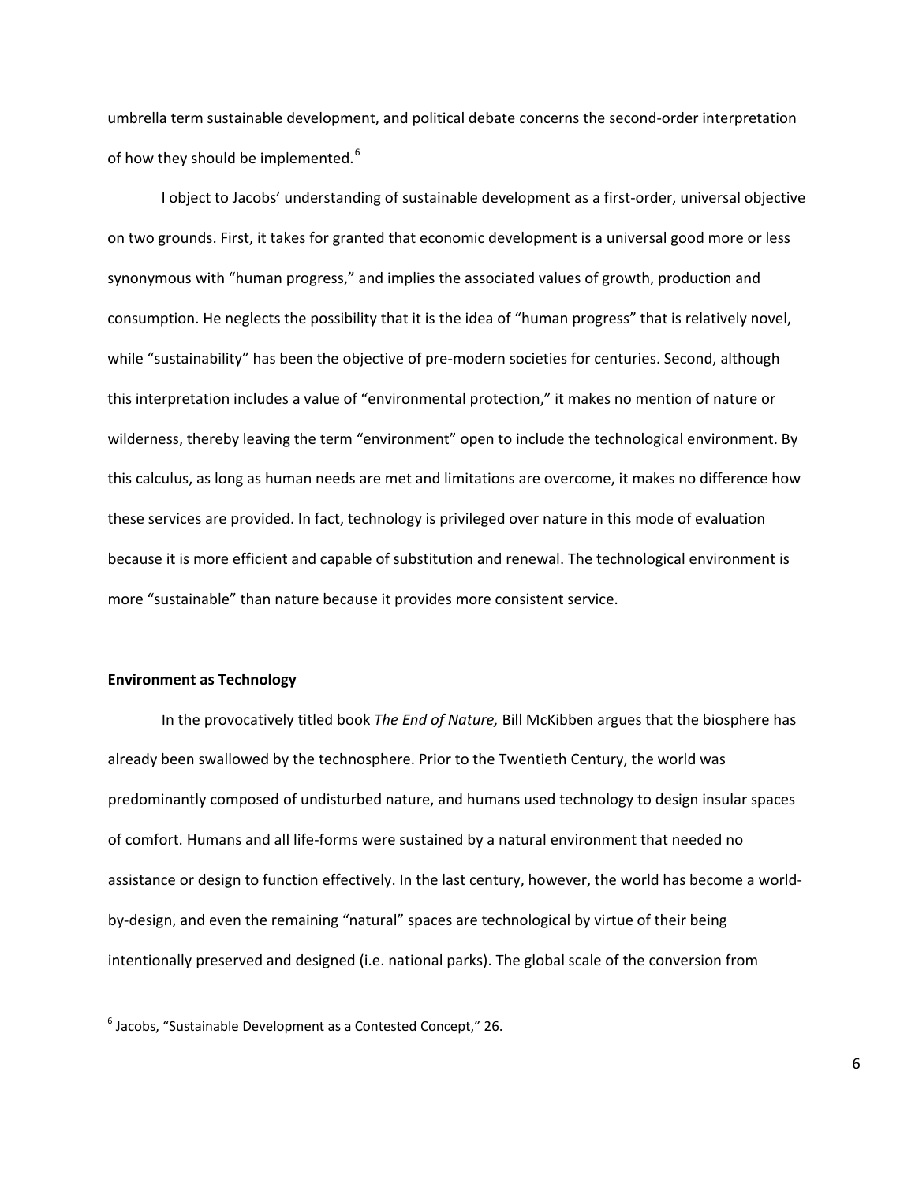umbrella term sustainable development, and political debate concerns the second-order interpretation of how they should be implemented.[6]

I object to Jacobs' understanding of sustainable development as a first-order, universal objective on two grounds. First, it takes for granted that economic development is a universal good more or less synonymous with "human progress," and implies the associated values of growth, production and consumption. He neglects the possibility that it is the idea of "human progress" that is relatively novel, while "sustainability" has been the objective of pre-modern societies for centuries. Second, although this interpretation includes a value of "environmental protection," it makes no mention of nature or wilderness, thereby leaving the term "environment" open to include the technological environment. By this calculus, as long as human needs are met and limitations are overcome, it makes no difference how these services are provided. In fact, technology is privileged over nature in this mode of evaluation because it is more efficient and capable of substitution and renewal. The technological environment is more "sustainable" than nature because it provides more consistent service.

**Environment as Technology**

In the provocatively titled book *The End of Nature,* Bill McKibben argues that the biosphere has already been swallowed by the technosphere. Prior to the Twentieth Century, the world was predominantly composed of undisturbed nature, and humans used technology to design insular spaces of comfort. Humans and all life-forms were sustained by a natural environment that needed no assistance or design to function effectively. In the last century, however, the world has become a world-by-design, and even the remaining "natural" spaces are technological by virtue of their being intentionally preserved and designed (i.e. national parks). The global scale of the conversion from

[6] Jacobs, "Sustainable Development as a Contested Concept," 26.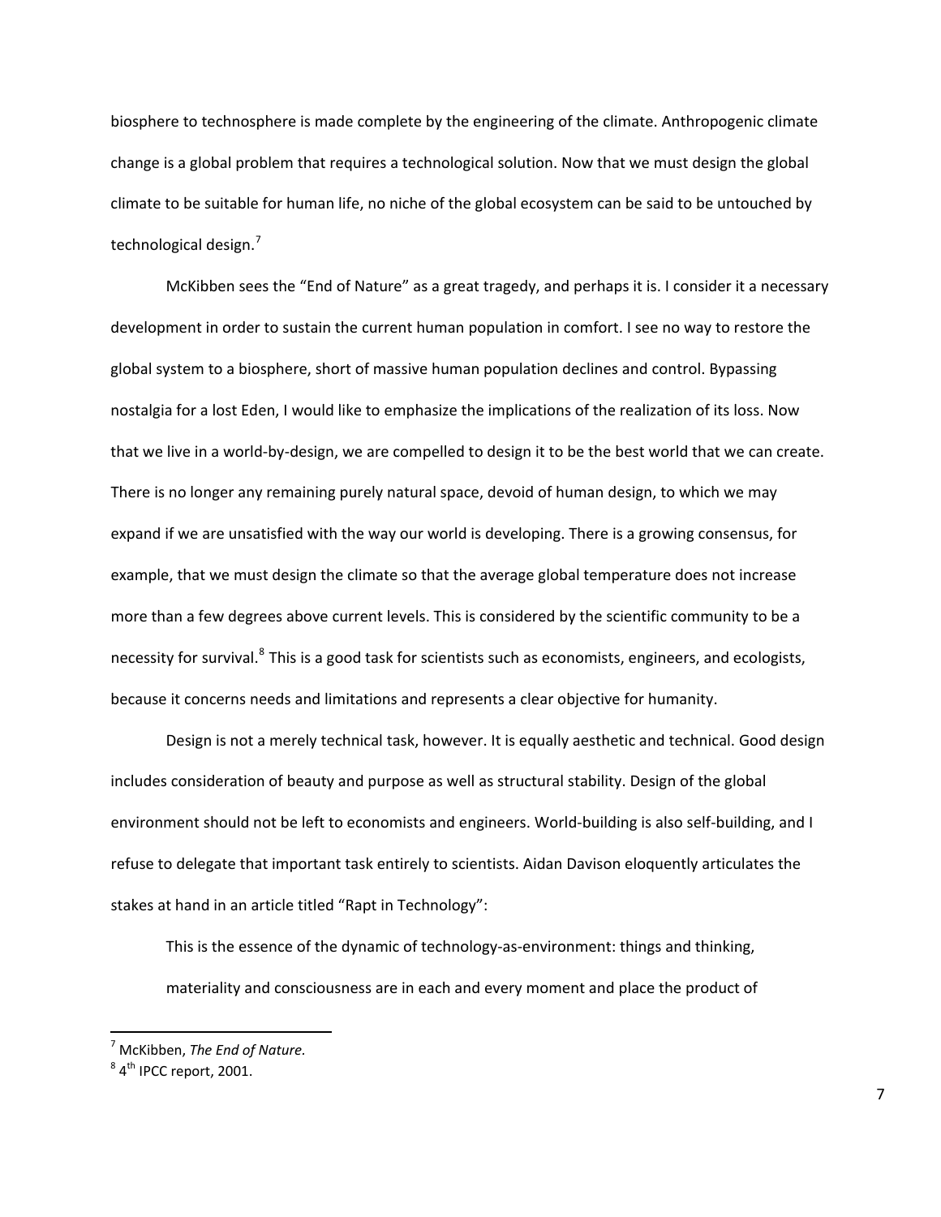biosphere to technosphere is made complete by the engineering of the climate. Anthropogenic climate change is a global problem that requires a technological solution. Now that we must design the global climate to be suitable for human life, no niche of the global ecosystem can be said to be untouched by technological design.[7]

McKibben sees the "End of Nature" as a great tragedy, and perhaps it is. I consider it a necessary development in order to sustain the current human population in comfort. I see no way to restore the global system to a biosphere, short of massive human population declines and control. Bypassing nostalgia for a lost Eden, I would like to emphasize the implications of the realization of its loss. Now that we live in a world-by-design, we are compelled to design it to be the best world that we can create. There is no longer any remaining purely natural space, devoid of human design, to which we may expand if we are unsatisfied with the way our world is developing. There is a growing consensus, for example, that we must design the climate so that the average global temperature does not increase more than a few degrees above current levels. This is considered by the scientific community to be a necessity for survival.[8] This is a good task for scientists such as economists, engineers, and ecologists, because it concerns needs and limitations and represents a clear objective for humanity.

Design is not a merely technical task, however. It is equally aesthetic and technical. Good design includes consideration of beauty and purpose as well as structural stability. Design of the global environment should not be left to economists and engineers. World-building is also self-building, and I refuse to delegate that important task entirely to scientists. Aidan Davison eloquently articulates the stakes at hand in an article titled "Rapt in Technology":

> This is the essence of the dynamic of technology-as-environment: things and thinking, materiality and consciousness are in each and every moment and place the product of

---

[7] McKibben, *The End of Nature.*

[8] 4th IPCC report, 2001.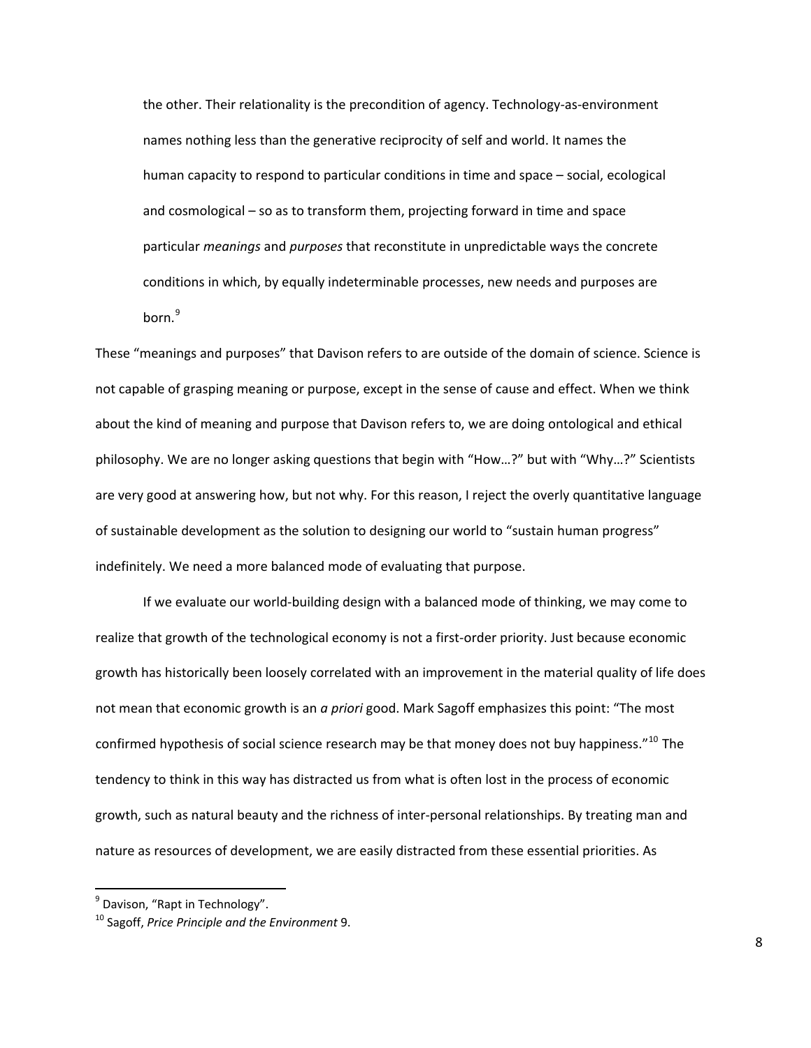> the other. Their relationality is the precondition of agency. Technology-as-environment names nothing less than the generative reciprocity of self and world. It names the human capacity to respond to particular conditions in time and space – social, ecological and cosmological – so as to transform them, projecting forward in time and space particular *meanings* and *purposes* that reconstitute in unpredictable ways the concrete conditions in which, by equally indeterminable processes, new needs and purposes are born.[9]

These "meanings and purposes" that Davison refers to are outside of the domain of science. Science is not capable of grasping meaning or purpose, except in the sense of cause and effect. When we think about the kind of meaning and purpose that Davison refers to, we are doing ontological and ethical philosophy. We are no longer asking questions that begin with "How…?" but with "Why…?" Scientists are very good at answering how, but not why. For this reason, I reject the overly quantitative language of sustainable development as the solution to designing our world to "sustain human progress" indefinitely. We need a more balanced mode of evaluating that purpose.

If we evaluate our world-building design with a balanced mode of thinking, we may come to realize that growth of the technological economy is not a first-order priority. Just because economic growth has historically been loosely correlated with an improvement in the material quality of life does not mean that economic growth is an *a priori* good. Mark Sagoff emphasizes this point: "The most confirmed hypothesis of social science research may be that money does not buy happiness."[10] The tendency to think in this way has distracted us from what is often lost in the process of economic growth, such as natural beauty and the richness of inter-personal relationships. By treating man and nature as resources of development, we are easily distracted from these essential priorities. As

---

[9] Davison, "Rapt in Technology".

[10] Sagoff, *Price Principle and the Environment* 9.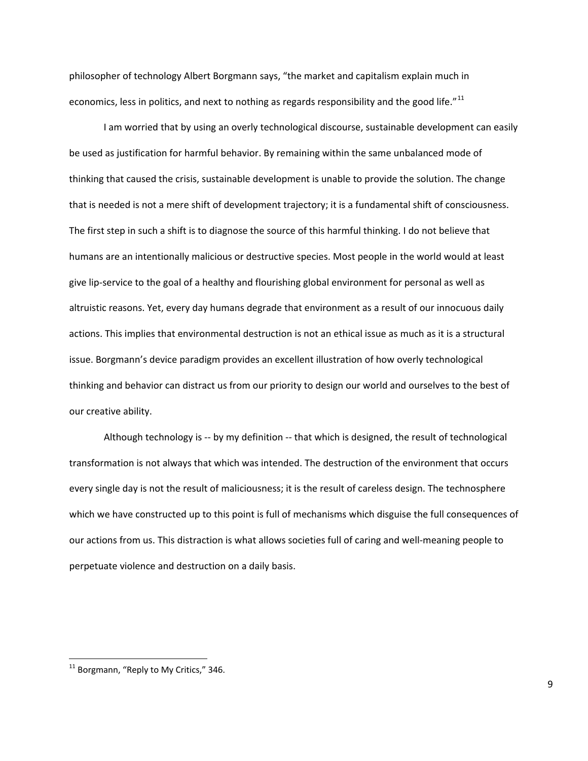philosopher of technology Albert Borgmann says, "the market and capitalism explain much in economics, less in politics, and next to nothing as regards responsibility and the good life."[11]

I am worried that by using an overly technological discourse, sustainable development can easily be used as justification for harmful behavior. By remaining within the same unbalanced mode of thinking that caused the crisis, sustainable development is unable to provide the solution. The change that is needed is not a mere shift of development trajectory; it is a fundamental shift of consciousness. The first step in such a shift is to diagnose the source of this harmful thinking. I do not believe that humans are an intentionally malicious or destructive species. Most people in the world would at least give lip-service to the goal of a healthy and flourishing global environment for personal as well as altruistic reasons. Yet, every day humans degrade that environment as a result of our innocuous daily actions. This implies that environmental destruction is not an ethical issue as much as it is a structural issue. Borgmann's device paradigm provides an excellent illustration of how overly technological thinking and behavior can distract us from our priority to design our world and ourselves to the best of our creative ability.

Although technology is -- by my definition -- that which is designed, the result of technological transformation is not always that which was intended. The destruction of the environment that occurs every single day is not the result of maliciousness; it is the result of careless design. The technosphere which we have constructed up to this point is full of mechanisms which disguise the full consequences of our actions from us. This distraction is what allows societies full of caring and well-meaning people to perpetuate violence and destruction on a daily basis.

---

[11] Borgmann, "Reply to My Critics," 346.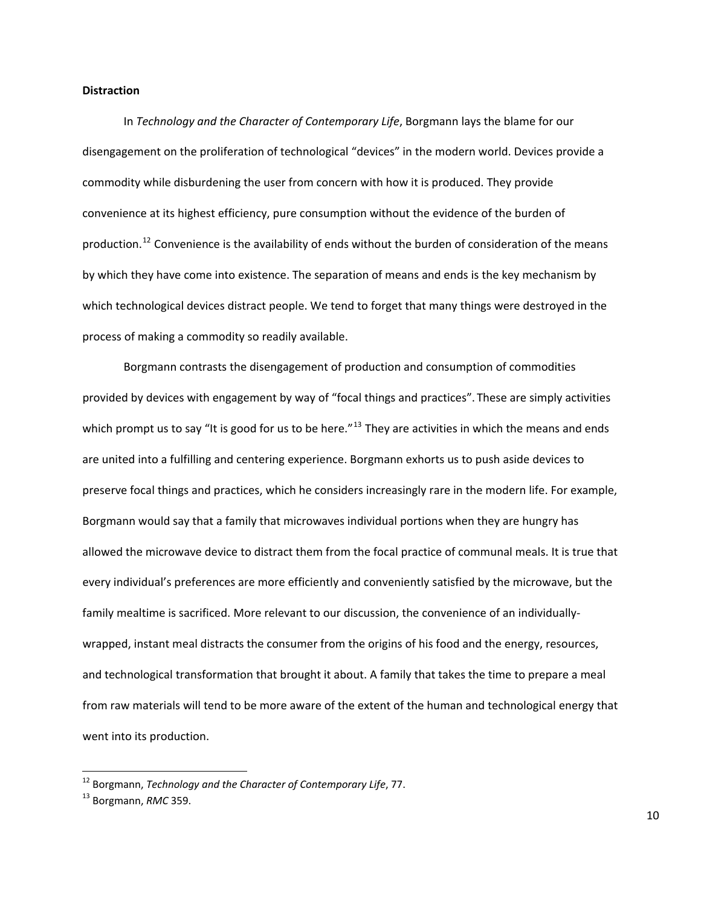**Distraction**

In *Technology and the Character of Contemporary Life*, Borgmann lays the blame for our disengagement on the proliferation of technological "devices" in the modern world. Devices provide a commodity while disburdening the user from concern with how it is produced. They provide convenience at its highest efficiency, pure consumption without the evidence of the burden of production.[12] Convenience is the availability of ends without the burden of consideration of the means by which they have come into existence. The separation of means and ends is the key mechanism by which technological devices distract people. We tend to forget that many things were destroyed in the process of making a commodity so readily available.

Borgmann contrasts the disengagement of production and consumption of commodities provided by devices with engagement by way of "focal things and practices". These are simply activities which prompt us to say "It is good for us to be here."[13] They are activities in which the means and ends are united into a fulfilling and centering experience. Borgmann exhorts us to push aside devices to preserve focal things and practices, which he considers increasingly rare in the modern life. For example, Borgmann would say that a family that microwaves individual portions when they are hungry has allowed the microwave device to distract them from the focal practice of communal meals. It is true that every individual's preferences are more efficiently and conveniently satisfied by the microwave, but the family mealtime is sacrificed. More relevant to our discussion, the convenience of an individually-wrapped, instant meal distracts the consumer from the origins of his food and the energy, resources, and technological transformation that brought it about. A family that takes the time to prepare a meal from raw materials will tend to be more aware of the extent of the human and technological energy that went into its production.

---

[12] Borgmann, *Technology and the Character of Contemporary Life*, 77.

[13] Borgmann, *RMC* 359.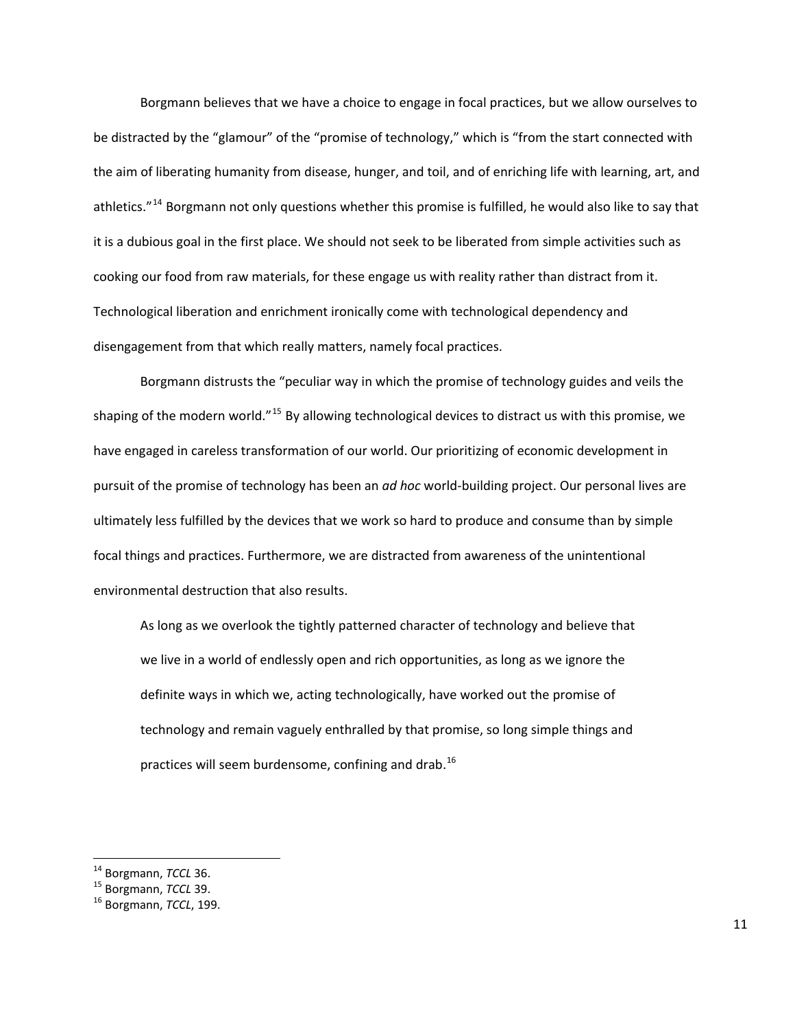Borgmann believes that we have a choice to engage in focal practices, but we allow ourselves to be distracted by the "glamour" of the "promise of technology," which is "from the start connected with the aim of liberating humanity from disease, hunger, and toil, and of enriching life with learning, art, and athletics."[14] Borgmann not only questions whether this promise is fulfilled, he would also like to say that it is a dubious goal in the first place. We should not seek to be liberated from simple activities such as cooking our food from raw materials, for these engage us with reality rather than distract from it. Technological liberation and enrichment ironically come with technological dependency and disengagement from that which really matters, namely focal practices.

Borgmann distrusts the "peculiar way in which the promise of technology guides and veils the shaping of the modern world."[15] By allowing technological devices to distract us with this promise, we have engaged in careless transformation of our world. Our prioritizing of economic development in pursuit of the promise of technology has been an *ad hoc* world-building project. Our personal lives are ultimately less fulfilled by the devices that we work so hard to produce and consume than by simple focal things and practices. Furthermore, we are distracted from awareness of the unintentional environmental destruction that also results.

> As long as we overlook the tightly patterned character of technology and believe that we live in a world of endlessly open and rich opportunities, as long as we ignore the definite ways in which we, acting technologically, have worked out the promise of technology and remain vaguely enthralled by that promise, so long simple things and practices will seem burdensome, confining and drab.[16]

---

[14] Borgmann, *TCCL* 36.
[15] Borgmann, *TCCL* 39.
[16] Borgmann, *TCCL*, 199.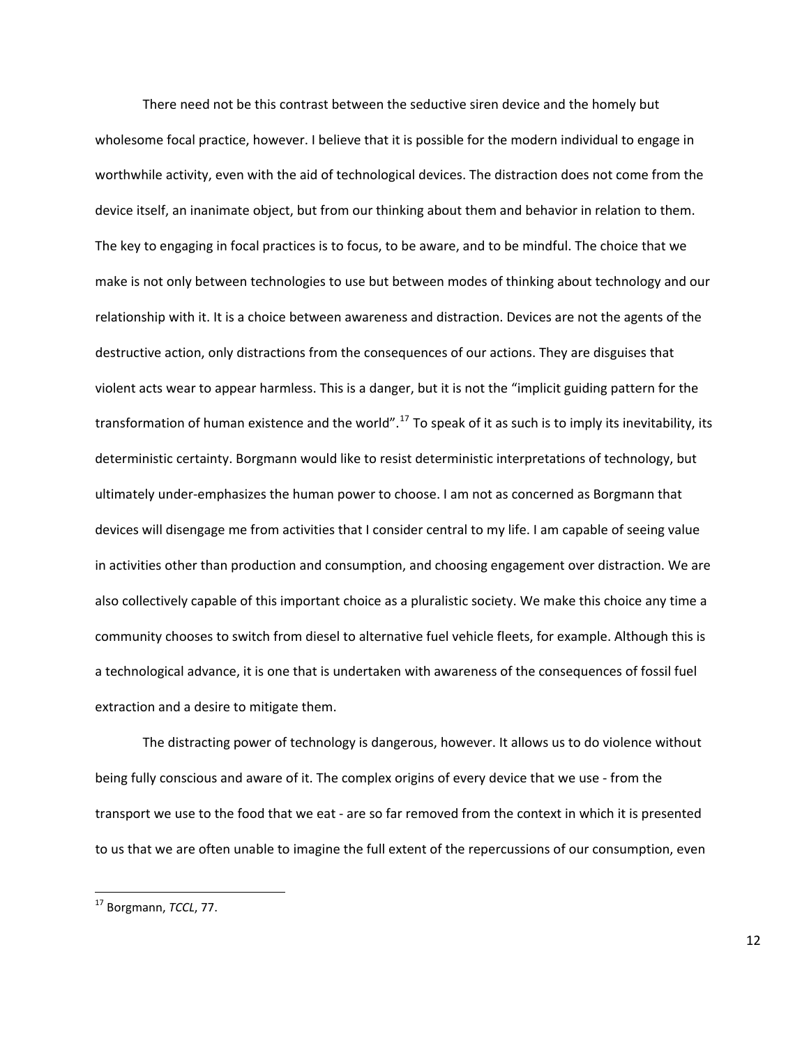There need not be this contrast between the seductive siren device and the homely but wholesome focal practice, however. I believe that it is possible for the modern individual to engage in worthwhile activity, even with the aid of technological devices. The distraction does not come from the device itself, an inanimate object, but from our thinking about them and behavior in relation to them. The key to engaging in focal practices is to focus, to be aware, and to be mindful. The choice that we make is not only between technologies to use but between modes of thinking about technology and our relationship with it. It is a choice between awareness and distraction. Devices are not the agents of the destructive action, only distractions from the consequences of our actions. They are disguises that violent acts wear to appear harmless. This is a danger, but it is not the "implicit guiding pattern for the transformation of human existence and the world".[17] To speak of it as such is to imply its inevitability, its deterministic certainty. Borgmann would like to resist deterministic interpretations of technology, but ultimately under-emphasizes the human power to choose. I am not as concerned as Borgmann that devices will disengage me from activities that I consider central to my life. I am capable of seeing value in activities other than production and consumption, and choosing engagement over distraction. We are also collectively capable of this important choice as a pluralistic society. We make this choice any time a community chooses to switch from diesel to alternative fuel vehicle fleets, for example. Although this is a technological advance, it is one that is undertaken with awareness of the consequences of fossil fuel extraction and a desire to mitigate them.

The distracting power of technology is dangerous, however. It allows us to do violence without being fully conscious and aware of it. The complex origins of every device that we use - from the transport we use to the food that we eat - are so far removed from the context in which it is presented to us that we are often unable to imagine the full extent of the repercussions of our consumption, even

---

[17] Borgmann, *TCCL*, 77.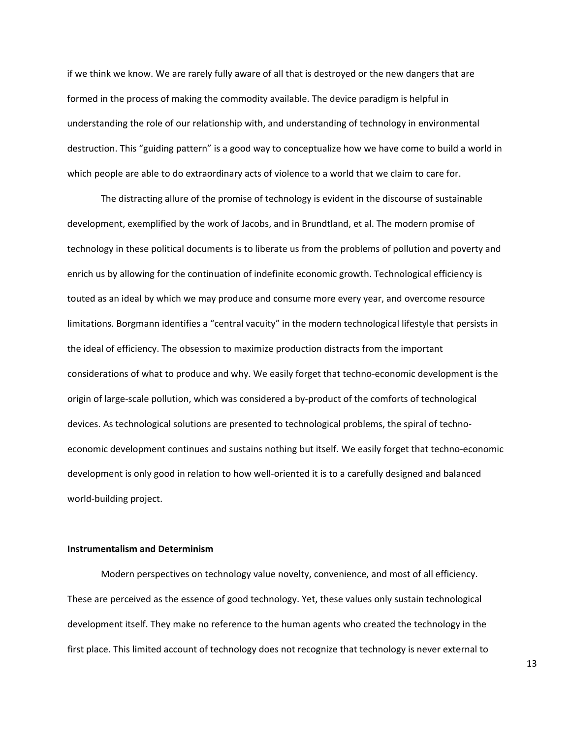if we think we know. We are rarely fully aware of all that is destroyed or the new dangers that are formed in the process of making the commodity available. The device paradigm is helpful in understanding the role of our relationship with, and understanding of technology in environmental destruction. This "guiding pattern" is a good way to conceptualize how we have come to build a world in which people are able to do extraordinary acts of violence to a world that we claim to care for.

The distracting allure of the promise of technology is evident in the discourse of sustainable development, exemplified by the work of Jacobs, and in Brundtland, et al. The modern promise of technology in these political documents is to liberate us from the problems of pollution and poverty and enrich us by allowing for the continuation of indefinite economic growth. Technological efficiency is touted as an ideal by which we may produce and consume more every year, and overcome resource limitations. Borgmann identifies a "central vacuity" in the modern technological lifestyle that persists in the ideal of efficiency. The obsession to maximize production distracts from the important considerations of what to produce and why. We easily forget that techno-economic development is the origin of large-scale pollution, which was considered a by-product of the comforts of technological devices. As technological solutions are presented to technological problems, the spiral of techno-economic development continues and sustains nothing but itself. We easily forget that techno-economic development is only good in relation to how well-oriented it is to a carefully designed and balanced world-building project.

**Instrumentalism and Determinism**

Modern perspectives on technology value novelty, convenience, and most of all efficiency. These are perceived as the essence of good technology. Yet, these values only sustain technological development itself. They make no reference to the human agents who created the technology in the first place. This limited account of technology does not recognize that technology is never external to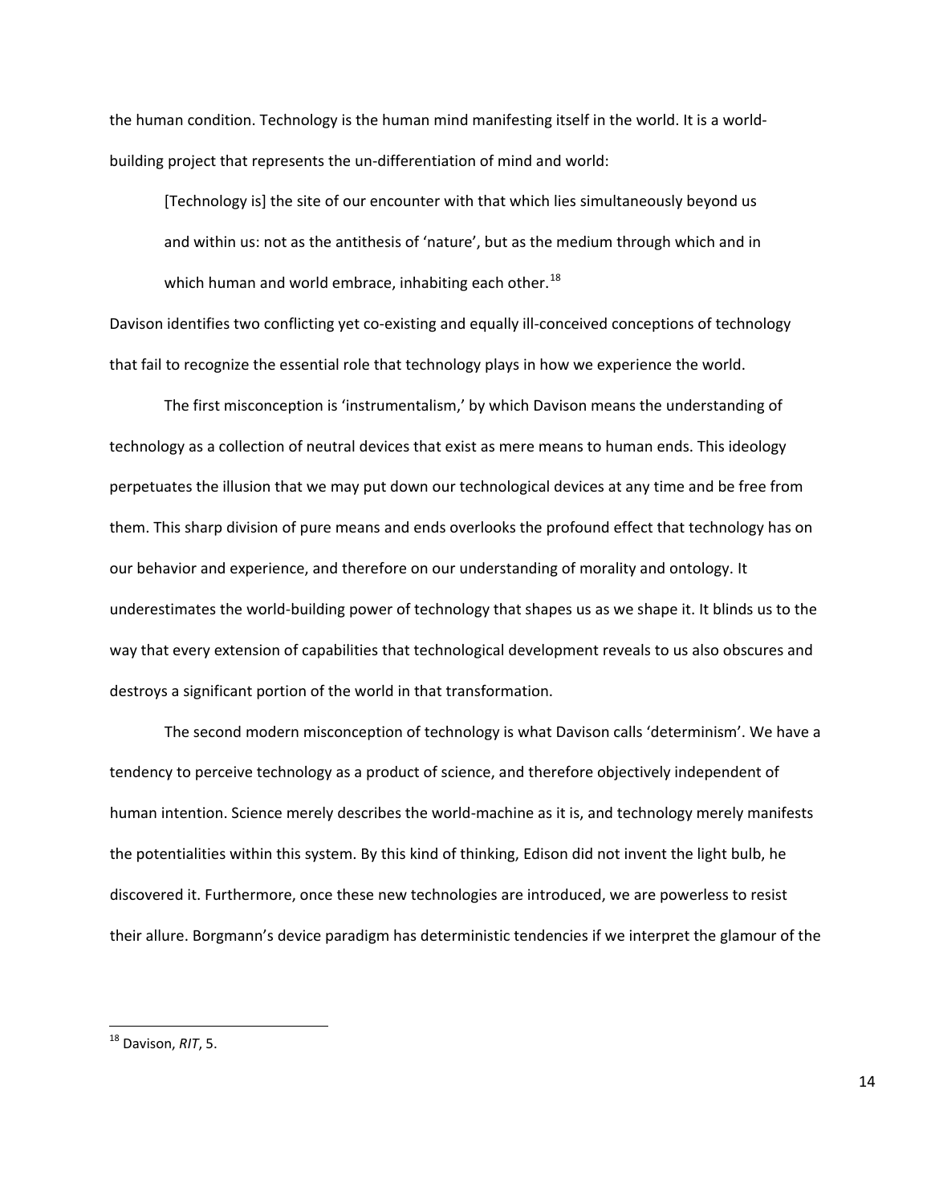the human condition. Technology is the human mind manifesting itself in the world. It is a world-building project that represents the un-differentiation of mind and world:

> [Technology is] the site of our encounter with that which lies simultaneously beyond us and within us: not as the antithesis of 'nature', but as the medium through which and in which human and world embrace, inhabiting each other.[18]

Davison identifies two conflicting yet co-existing and equally ill-conceived conceptions of technology that fail to recognize the essential role that technology plays in how we experience the world.

The first misconception is 'instrumentalism,' by which Davison means the understanding of technology as a collection of neutral devices that exist as mere means to human ends. This ideology perpetuates the illusion that we may put down our technological devices at any time and be free from them. This sharp division of pure means and ends overlooks the profound effect that technology has on our behavior and experience, and therefore on our understanding of morality and ontology. It underestimates the world-building power of technology that shapes us as we shape it. It blinds us to the way that every extension of capabilities that technological development reveals to us also obscures and destroys a significant portion of the world in that transformation.

The second modern misconception of technology is what Davison calls 'determinism'. We have a tendency to perceive technology as a product of science, and therefore objectively independent of human intention. Science merely describes the world-machine as it is, and technology merely manifests the potentialities within this system. By this kind of thinking, Edison did not invent the light bulb, he discovered it. Furthermore, once these new technologies are introduced, we are powerless to resist their allure. Borgmann's device paradigm has deterministic tendencies if we interpret the glamour of the

---

[18] Davison, *RIT*, 5.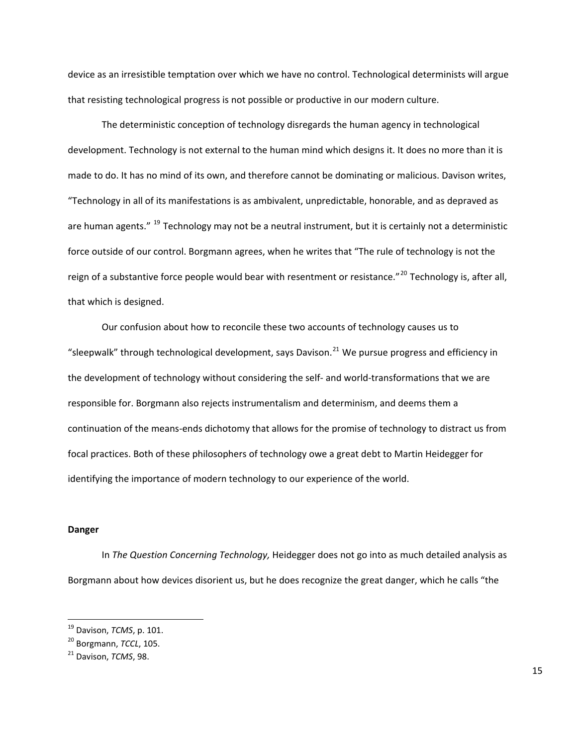device as an irresistible temptation over which we have no control. Technological determinists will argue that resisting technological progress is not possible or productive in our modern culture.

The deterministic conception of technology disregards the human agency in technological development. Technology is not external to the human mind which designs it. It does no more than it is made to do. It has no mind of its own, and therefore cannot be dominating or malicious. Davison writes, "Technology in all of its manifestations is as ambivalent, unpredictable, honorable, and as depraved as are human agents." [19] Technology may not be a neutral instrument, but it is certainly not a deterministic force outside of our control. Borgmann agrees, when he writes that "The rule of technology is not the reign of a substantive force people would bear with resentment or resistance."[20] Technology is, after all, that which is designed.

Our confusion about how to reconcile these two accounts of technology causes us to "sleepwalk" through technological development, says Davison.[21] We pursue progress and efficiency in the development of technology without considering the self- and world-transformations that we are responsible for. Borgmann also rejects instrumentalism and determinism, and deems them a continuation of the means-ends dichotomy that allows for the promise of technology to distract us from focal practices. Both of these philosophers of technology owe a great debt to Martin Heidegger for identifying the importance of modern technology to our experience of the world.

**Danger**

In *The Question Concerning Technology,* Heidegger does not go into as much detailed analysis as Borgmann about how devices disorient us, but he does recognize the great danger, which he calls "the

[19] Davison, *TCMS*, p. 101.
[20] Borgmann, *TCCL*, 105.
[21] Davison, *TCMS*, 98.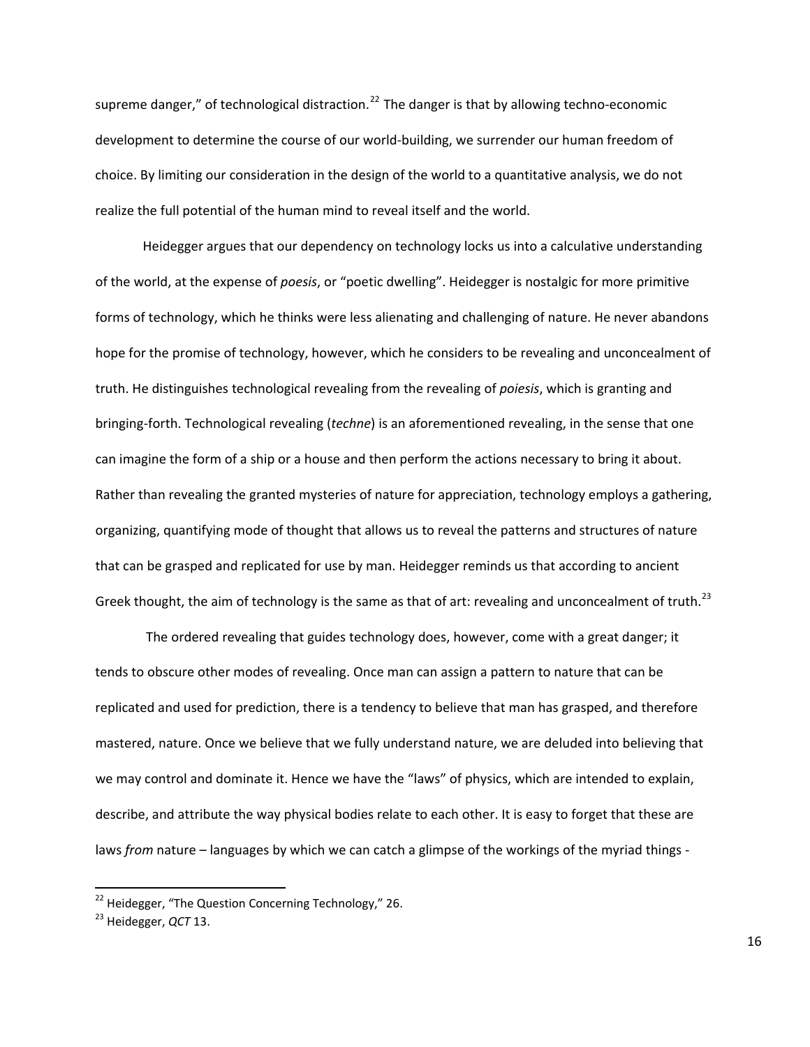supreme danger," of technological distraction.[22] The danger is that by allowing techno-economic development to determine the course of our world-building, we surrender our human freedom of choice. By limiting our consideration in the design of the world to a quantitative analysis, we do not realize the full potential of the human mind to reveal itself and the world.

Heidegger argues that our dependency on technology locks us into a calculative understanding of the world, at the expense of *poesis*, or "poetic dwelling". Heidegger is nostalgic for more primitive forms of technology, which he thinks were less alienating and challenging of nature. He never abandons hope for the promise of technology, however, which he considers to be revealing and unconcealment of truth. He distinguishes technological revealing from the revealing of *poiesis*, which is granting and bringing-forth. Technological revealing (*techne*) is an aforementioned revealing, in the sense that one can imagine the form of a ship or a house and then perform the actions necessary to bring it about. Rather than revealing the granted mysteries of nature for appreciation, technology employs a gathering, organizing, quantifying mode of thought that allows us to reveal the patterns and structures of nature that can be grasped and replicated for use by man. Heidegger reminds us that according to ancient Greek thought, the aim of technology is the same as that of art: revealing and unconcealment of truth.[23]

The ordered revealing that guides technology does, however, come with a great danger; it tends to obscure other modes of revealing. Once man can assign a pattern to nature that can be replicated and used for prediction, there is a tendency to believe that man has grasped, and therefore mastered, nature. Once we believe that we fully understand nature, we are deluded into believing that we may control and dominate it. Hence we have the "laws" of physics, which are intended to explain, describe, and attribute the way physical bodies relate to each other. It is easy to forget that these are laws *from* nature – languages by which we can catch a glimpse of the workings of the myriad things -

---

[22] Heidegger, "The Question Concerning Technology," 26.

[23] Heidegger, *QCT* 13.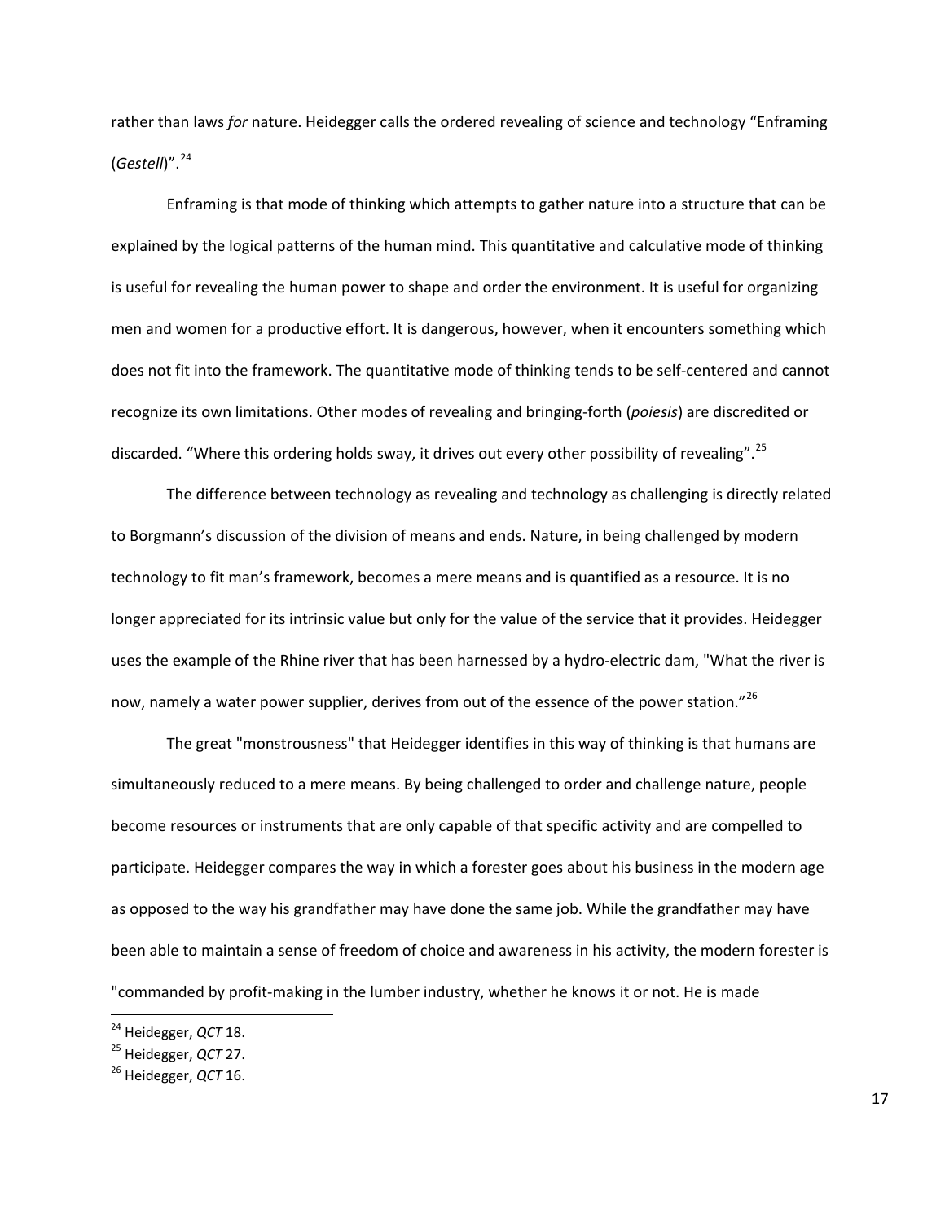rather than laws *for* nature. Heidegger calls the ordered revealing of science and technology "Enframing (*Gestell*)".[24]

Enframing is that mode of thinking which attempts to gather nature into a structure that can be explained by the logical patterns of the human mind. This quantitative and calculative mode of thinking is useful for revealing the human power to shape and order the environment. It is useful for organizing men and women for a productive effort. It is dangerous, however, when it encounters something which does not fit into the framework. The quantitative mode of thinking tends to be self-centered and cannot recognize its own limitations. Other modes of revealing and bringing-forth (*poiesis*) are discredited or discarded. "Where this ordering holds sway, it drives out every other possibility of revealing".[25]

The difference between technology as revealing and technology as challenging is directly related to Borgmann's discussion of the division of means and ends. Nature, in being challenged by modern technology to fit man's framework, becomes a mere means and is quantified as a resource. It is no longer appreciated for its intrinsic value but only for the value of the service that it provides. Heidegger uses the example of the Rhine river that has been harnessed by a hydro-electric dam, "What the river is now, namely a water power supplier, derives from out of the essence of the power station."[26]

The great "monstrousness" that Heidegger identifies in this way of thinking is that humans are simultaneously reduced to a mere means. By being challenged to order and challenge nature, people become resources or instruments that are only capable of that specific activity and are compelled to participate. Heidegger compares the way in which a forester goes about his business in the modern age as opposed to the way his grandfather may have done the same job. While the grandfather may have been able to maintain a sense of freedom of choice and awareness in his activity, the modern forester is "commanded by profit-making in the lumber industry, whether he knows it or not. He is made

[24] Heidegger, *QCT* 18.

[25] Heidegger, *QCT* 27.

[26] Heidegger, *QCT* 16.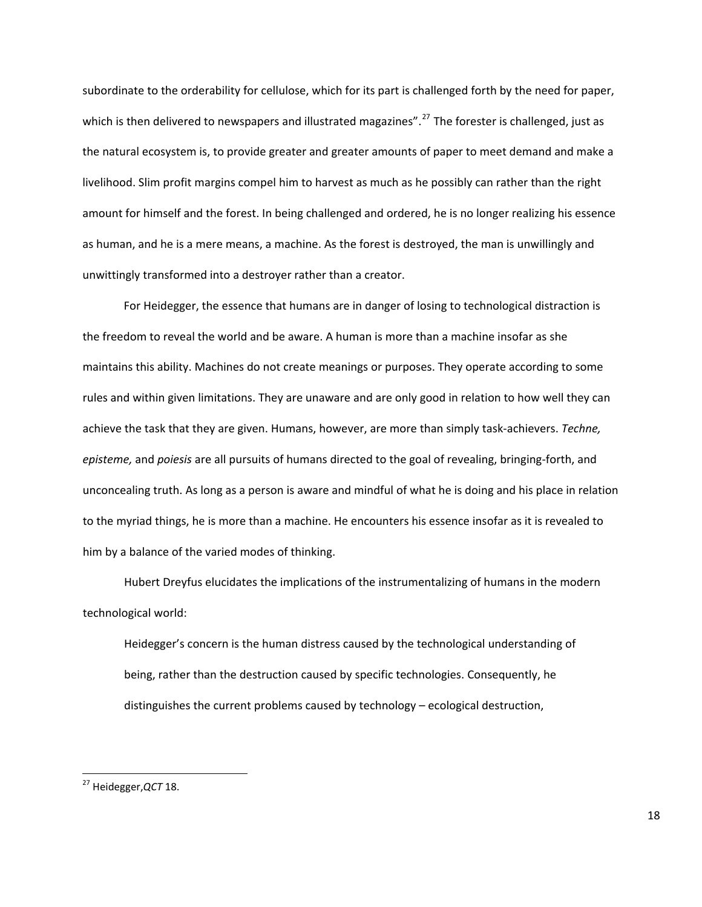subordinate to the orderability for cellulose, which for its part is challenged forth by the need for paper, which is then delivered to newspapers and illustrated magazines".[27] The forester is challenged, just as the natural ecosystem is, to provide greater and greater amounts of paper to meet demand and make a livelihood. Slim profit margins compel him to harvest as much as he possibly can rather than the right amount for himself and the forest. In being challenged and ordered, he is no longer realizing his essence as human, and he is a mere means, a machine. As the forest is destroyed, the man is unwillingly and unwittingly transformed into a destroyer rather than a creator.

For Heidegger, the essence that humans are in danger of losing to technological distraction is the freedom to reveal the world and be aware. A human is more than a machine insofar as she maintains this ability. Machines do not create meanings or purposes. They operate according to some rules and within given limitations. They are unaware and are only good in relation to how well they can achieve the task that they are given. Humans, however, are more than simply task-achievers. *Techne, episteme,* and *poiesis* are all pursuits of humans directed to the goal of revealing, bringing-forth, and unconcealing truth. As long as a person is aware and mindful of what he is doing and his place in relation to the myriad things, he is more than a machine. He encounters his essence insofar as it is revealed to him by a balance of the varied modes of thinking.

Hubert Dreyfus elucidates the implications of the instrumentalizing of humans in the modern technological world:

> Heidegger's concern is the human distress caused by the technological understanding of being, rather than the destruction caused by specific technologies. Consequently, he distinguishes the current problems caused by technology – ecological destruction,

[27] Heidegger, *QCT* 18.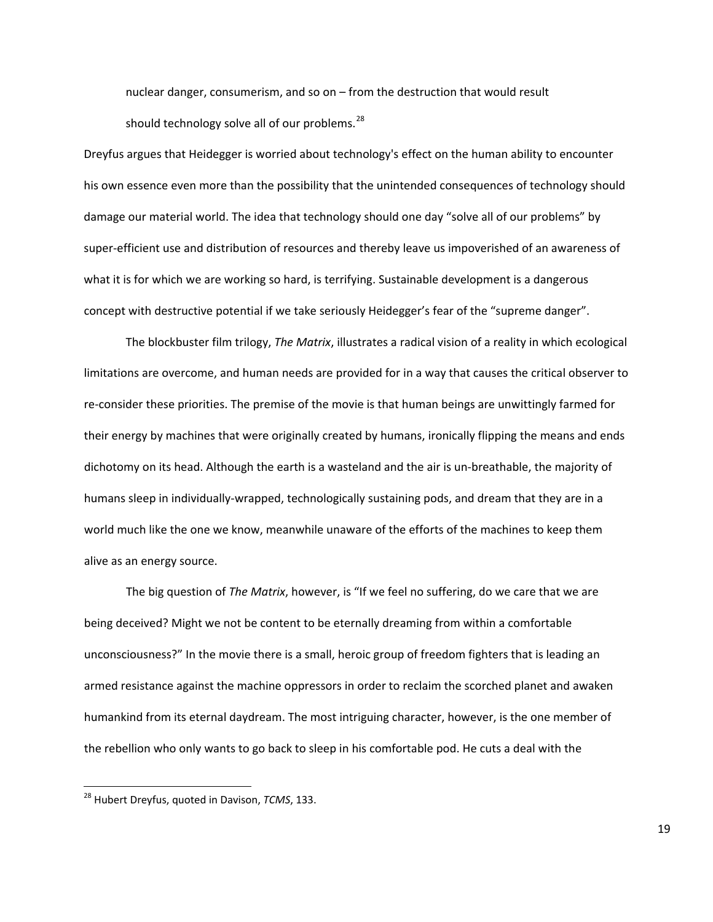> nuclear danger, consumerism, and so on – from the destruction that would result should technology solve all of our problems.[28]

Dreyfus argues that Heidegger is worried about technology's effect on the human ability to encounter his own essence even more than the possibility that the unintended consequences of technology should damage our material world. The idea that technology should one day "solve all of our problems" by super-efficient use and distribution of resources and thereby leave us impoverished of an awareness of what it is for which we are working so hard, is terrifying. Sustainable development is a dangerous concept with destructive potential if we take seriously Heidegger's fear of the "supreme danger".

The blockbuster film trilogy, *The Matrix*, illustrates a radical vision of a reality in which ecological limitations are overcome, and human needs are provided for in a way that causes the critical observer to re-consider these priorities. The premise of the movie is that human beings are unwittingly farmed for their energy by machines that were originally created by humans, ironically flipping the means and ends dichotomy on its head. Although the earth is a wasteland and the air is un-breathable, the majority of humans sleep in individually-wrapped, technologically sustaining pods, and dream that they are in a world much like the one we know, meanwhile unaware of the efforts of the machines to keep them alive as an energy source.

The big question of *The Matrix*, however, is "If we feel no suffering, do we care that we are being deceived? Might we not be content to be eternally dreaming from within a comfortable unconsciousness?" In the movie there is a small, heroic group of freedom fighters that is leading an armed resistance against the machine oppressors in order to reclaim the scorched planet and awaken humankind from its eternal daydream. The most intriguing character, however, is the one member of the rebellion who only wants to go back to sleep in his comfortable pod. He cuts a deal with the

---

[28] Hubert Dreyfus, quoted in Davison, *TCMS*, 133.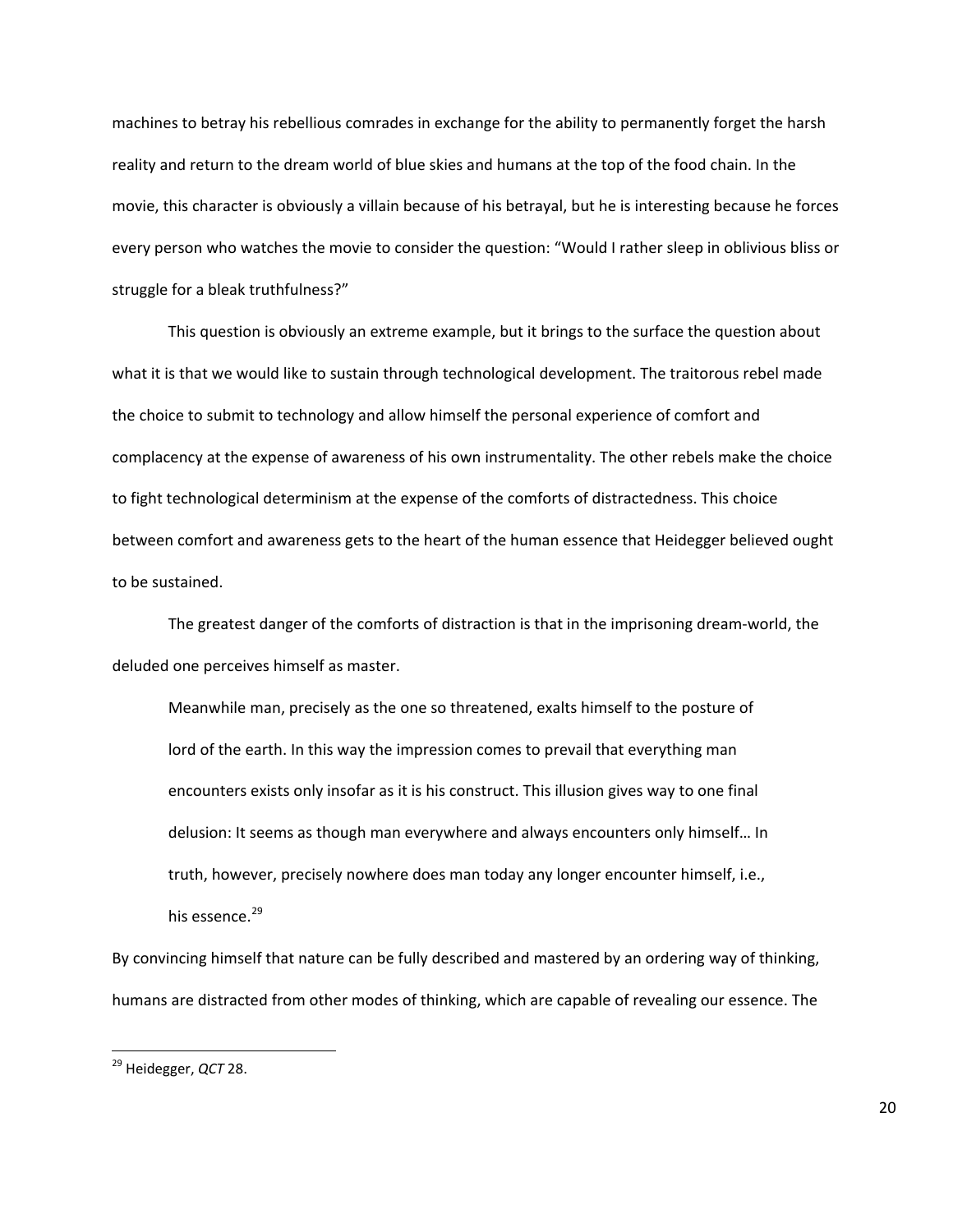machines to betray his rebellious comrades in exchange for the ability to permanently forget the harsh reality and return to the dream world of blue skies and humans at the top of the food chain. In the movie, this character is obviously a villain because of his betrayal, but he is interesting because he forces every person who watches the movie to consider the question: "Would I rather sleep in oblivious bliss or struggle for a bleak truthfulness?"

This question is obviously an extreme example, but it brings to the surface the question about what it is that we would like to sustain through technological development. The traitorous rebel made the choice to submit to technology and allow himself the personal experience of comfort and complacency at the expense of awareness of his own instrumentality. The other rebels make the choice to fight technological determinism at the expense of the comforts of distractedness. This choice between comfort and awareness gets to the heart of the human essence that Heidegger believed ought to be sustained.

The greatest danger of the comforts of distraction is that in the imprisoning dream-world, the deluded one perceives himself as master.

> Meanwhile man, precisely as the one so threatened, exalts himself to the posture of lord of the earth. In this way the impression comes to prevail that everything man encounters exists only insofar as it is his construct. This illusion gives way to one final delusion: It seems as though man everywhere and always encounters only himself… In truth, however, precisely nowhere does man today any longer encounter himself, i.e., his essence.[29]

By convincing himself that nature can be fully described and mastered by an ordering way of thinking, humans are distracted from other modes of thinking, which are capable of revealing our essence. The

---

[29] Heidegger, *QCT* 28.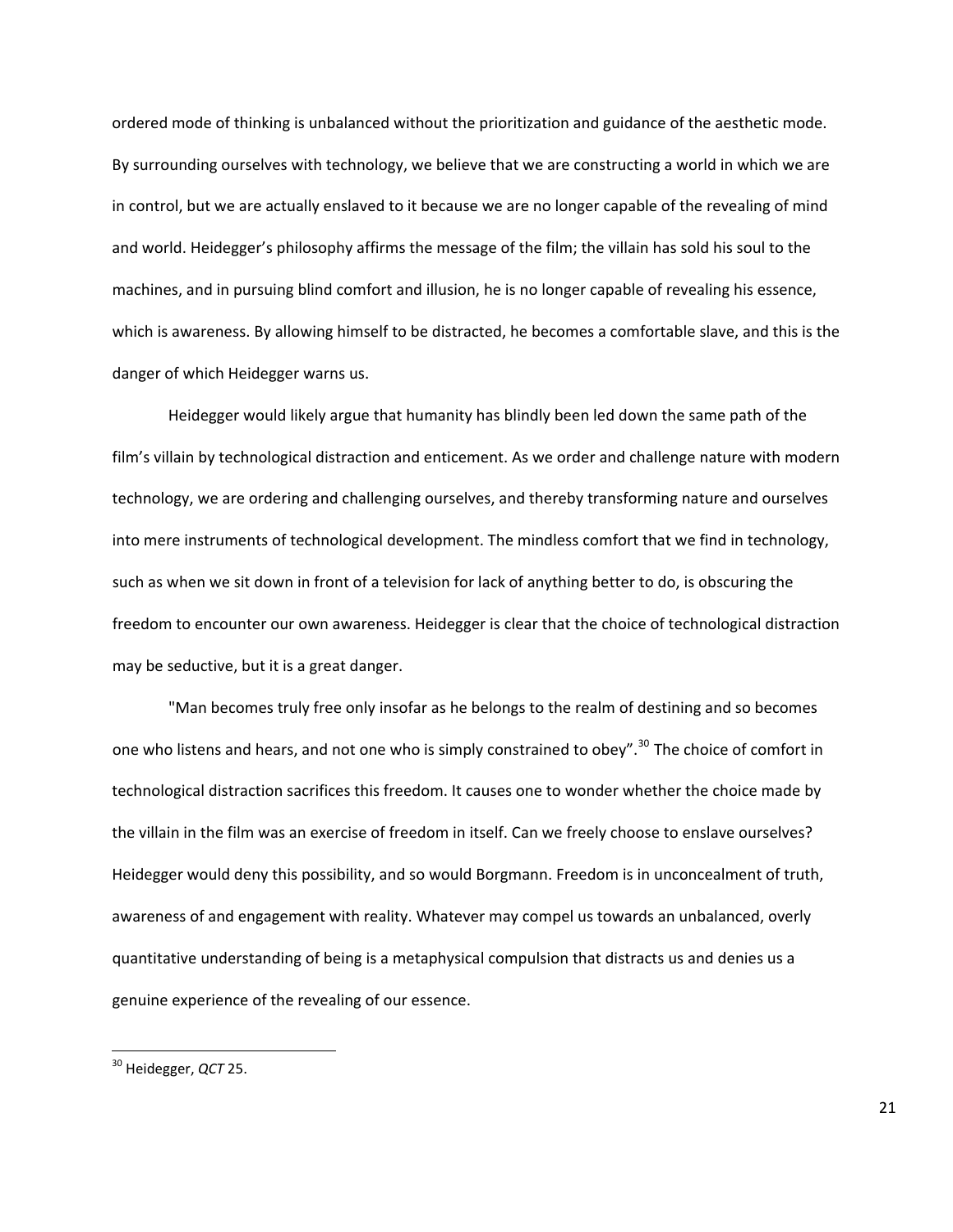ordered mode of thinking is unbalanced without the prioritization and guidance of the aesthetic mode. By surrounding ourselves with technology, we believe that we are constructing a world in which we are in control, but we are actually enslaved to it because we are no longer capable of the revealing of mind and world. Heidegger's philosophy affirms the message of the film; the villain has sold his soul to the machines, and in pursuing blind comfort and illusion, he is no longer capable of revealing his essence, which is awareness. By allowing himself to be distracted, he becomes a comfortable slave, and this is the danger of which Heidegger warns us.

Heidegger would likely argue that humanity has blindly been led down the same path of the film's villain by technological distraction and enticement. As we order and challenge nature with modern technology, we are ordering and challenging ourselves, and thereby transforming nature and ourselves into mere instruments of technological development. The mindless comfort that we find in technology, such as when we sit down in front of a television for lack of anything better to do, is obscuring the freedom to encounter our own awareness. Heidegger is clear that the choice of technological distraction may be seductive, but it is a great danger.

"Man becomes truly free only insofar as he belongs to the realm of destining and so becomes one who listens and hears, and not one who is simply constrained to obey".[30] The choice of comfort in technological distraction sacrifices this freedom. It causes one to wonder whether the choice made by the villain in the film was an exercise of freedom in itself. Can we freely choose to enslave ourselves? Heidegger would deny this possibility, and so would Borgmann. Freedom is in unconcealment of truth, awareness of and engagement with reality. Whatever may compel us towards an unbalanced, overly quantitative understanding of being is a metaphysical compulsion that distracts us and denies us a genuine experience of the revealing of our essence.

---

[30] Heidegger, *QCT* 25.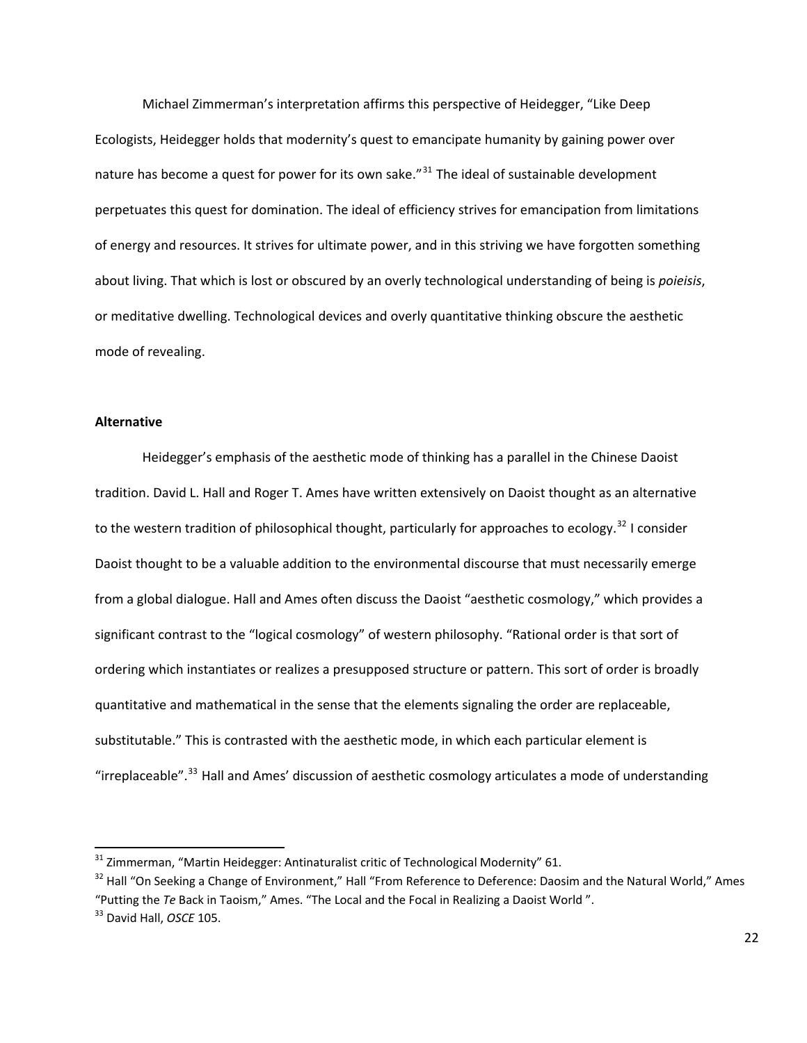Michael Zimmerman's interpretation affirms this perspective of Heidegger, "Like Deep Ecologists, Heidegger holds that modernity's quest to emancipate humanity by gaining power over nature has become a quest for power for its own sake."[31] The ideal of sustainable development perpetuates this quest for domination. The ideal of efficiency strives for emancipation from limitations of energy and resources. It strives for ultimate power, and in this striving we have forgotten something about living. That which is lost or obscured by an overly technological understanding of being is *poieisis*, or meditative dwelling. Technological devices and overly quantitative thinking obscure the aesthetic mode of revealing.

**Alternative**

Heidegger's emphasis of the aesthetic mode of thinking has a parallel in the Chinese Daoist tradition. David L. Hall and Roger T. Ames have written extensively on Daoist thought as an alternative to the western tradition of philosophical thought, particularly for approaches to ecology.[32] I consider Daoist thought to be a valuable addition to the environmental discourse that must necessarily emerge from a global dialogue. Hall and Ames often discuss the Daoist "aesthetic cosmology," which provides a significant contrast to the "logical cosmology" of western philosophy. "Rational order is that sort of ordering which instantiates or realizes a presupposed structure or pattern. This sort of order is broadly quantitative and mathematical in the sense that the elements signaling the order are replaceable, substitutable." This is contrasted with the aesthetic mode, in which each particular element is "irreplaceable".[33] Hall and Ames' discussion of aesthetic cosmology articulates a mode of understanding

---

[31] Zimmerman, "Martin Heidegger: Antinaturalist critic of Technological Modernity" 61.

[32] Hall "On Seeking a Change of Environment," Hall "From Reference to Deference: Daosim and the Natural World," Ames "Putting the *Te* Back in Taoism," Ames. "The Local and the Focal in Realizing a Daoist World ".

[33] David Hall, *OSCE* 105.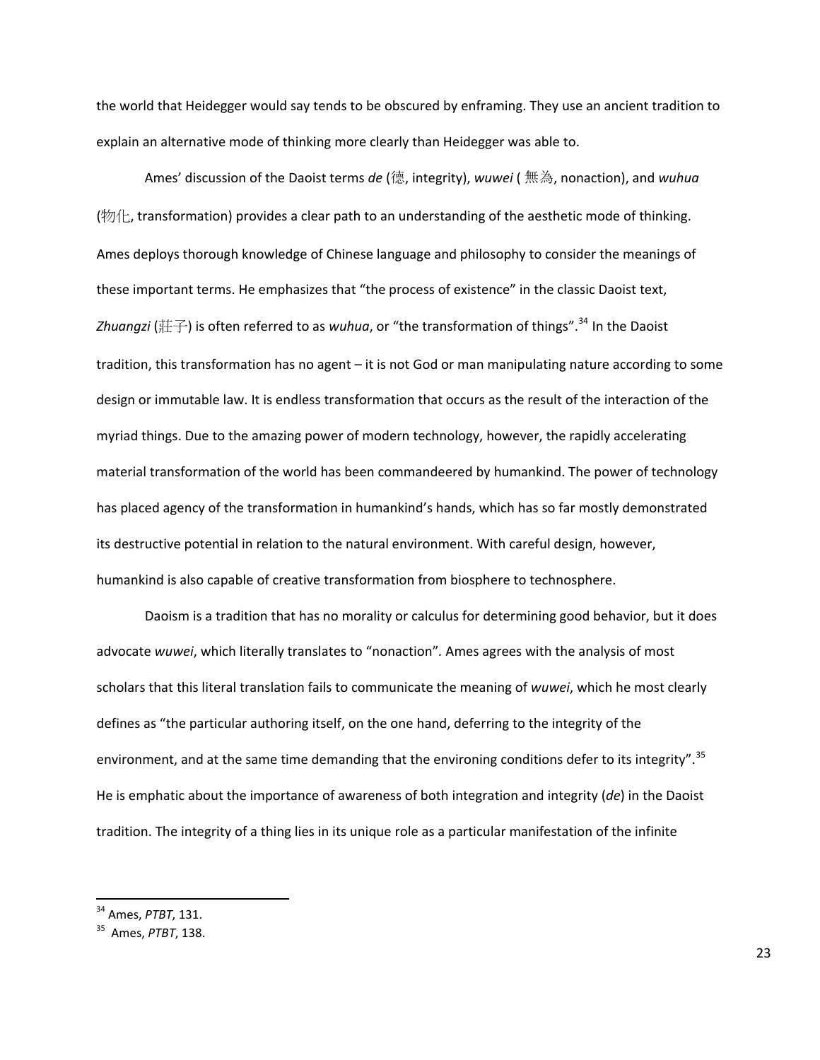the world that Heidegger would say tends to be obscured by enframing. They use an ancient tradition to explain an alternative mode of thinking more clearly than Heidegger was able to.

Ames' discussion of the Daoist terms *de* (德, integrity), *wuwei* ( 無為, nonaction), and *wuhua* (物化, transformation) provides a clear path to an understanding of the aesthetic mode of thinking. Ames deploys thorough knowledge of Chinese language and philosophy to consider the meanings of these important terms. He emphasizes that "the process of existence" in the classic Daoist text, *Zhuangzi* (莊子) is often referred to as *wuhua*, or "the transformation of things".[34] In the Daoist tradition, this transformation has no agent – it is not God or man manipulating nature according to some design or immutable law. It is endless transformation that occurs as the result of the interaction of the myriad things. Due to the amazing power of modern technology, however, the rapidly accelerating material transformation of the world has been commandeered by humankind. The power of technology has placed agency of the transformation in humankind's hands, which has so far mostly demonstrated its destructive potential in relation to the natural environment. With careful design, however, humankind is also capable of creative transformation from biosphere to technosphere.

Daoism is a tradition that has no morality or calculus for determining good behavior, but it does advocate *wuwei*, which literally translates to "nonaction". Ames agrees with the analysis of most scholars that this literal translation fails to communicate the meaning of *wuwei*, which he most clearly defines as "the particular authoring itself, on the one hand, deferring to the integrity of the environment, and at the same time demanding that the environing conditions defer to its integrity".[35] He is emphatic about the importance of awareness of both integration and integrity (*de*) in the Daoist tradition. The integrity of a thing lies in its unique role as a particular manifestation of the infinite

---

[34] Ames, *PTBT*, 131.

[35] Ames, *PTBT*, 138.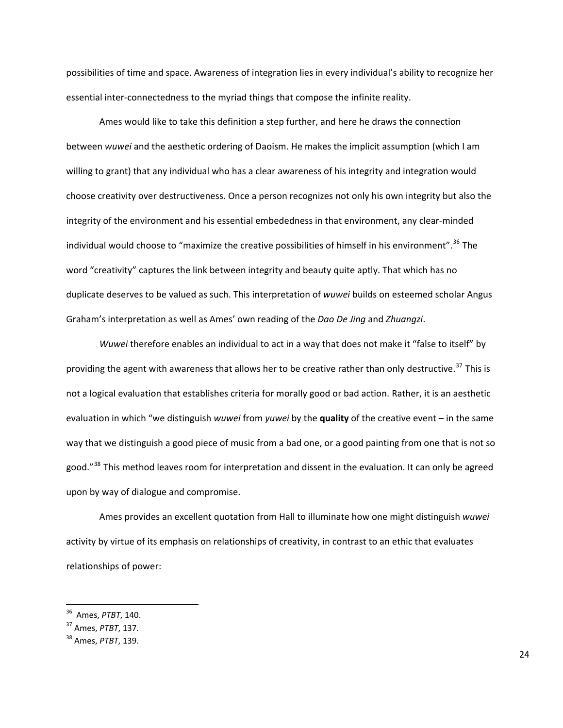possibilities of time and space. Awareness of integration lies in every individual's ability to recognize her essential inter-connectedness to the myriad things that compose the infinite reality.

Ames would like to take this definition a step further, and here he draws the connection between *wuwei* and the aesthetic ordering of Daoism. He makes the implicit assumption (which I am willing to grant) that any individual who has a clear awareness of his integrity and integration would choose creativity over destructiveness. Once a person recognizes not only his own integrity but also the integrity of the environment and his essential embededness in that environment, any clear-minded individual would choose to "maximize the creative possibilities of himself in his environment".[36] The word "creativity" captures the link between integrity and beauty quite aptly. That which has no duplicate deserves to be valued as such. This interpretation of *wuwei* builds on esteemed scholar Angus Graham's interpretation as well as Ames' own reading of the *Dao De Jing* and *Zhuangzi*.

*Wuwei* therefore enables an individual to act in a way that does not make it "false to itself" by providing the agent with awareness that allows her to be creative rather than only destructive.[37] This is not a logical evaluation that establishes criteria for morally good or bad action. Rather, it is an aesthetic evaluation in which "we distinguish *wuwei* from *yuwei* by the **quality** of the creative event – in the same way that we distinguish a good piece of music from a bad one, or a good painting from one that is not so good."[38] This method leaves room for interpretation and dissent in the evaluation. It can only be agreed upon by way of dialogue and compromise.

Ames provides an excellent quotation from Hall to illuminate how one might distinguish *wuwei* activity by virtue of its emphasis on relationships of creativity, in contrast to an ethic that evaluates relationships of power:

---

[36] Ames, *PTBT*, 140.
[37] Ames, *PTBT*, 137.
[38] Ames, *PTBT*, 139.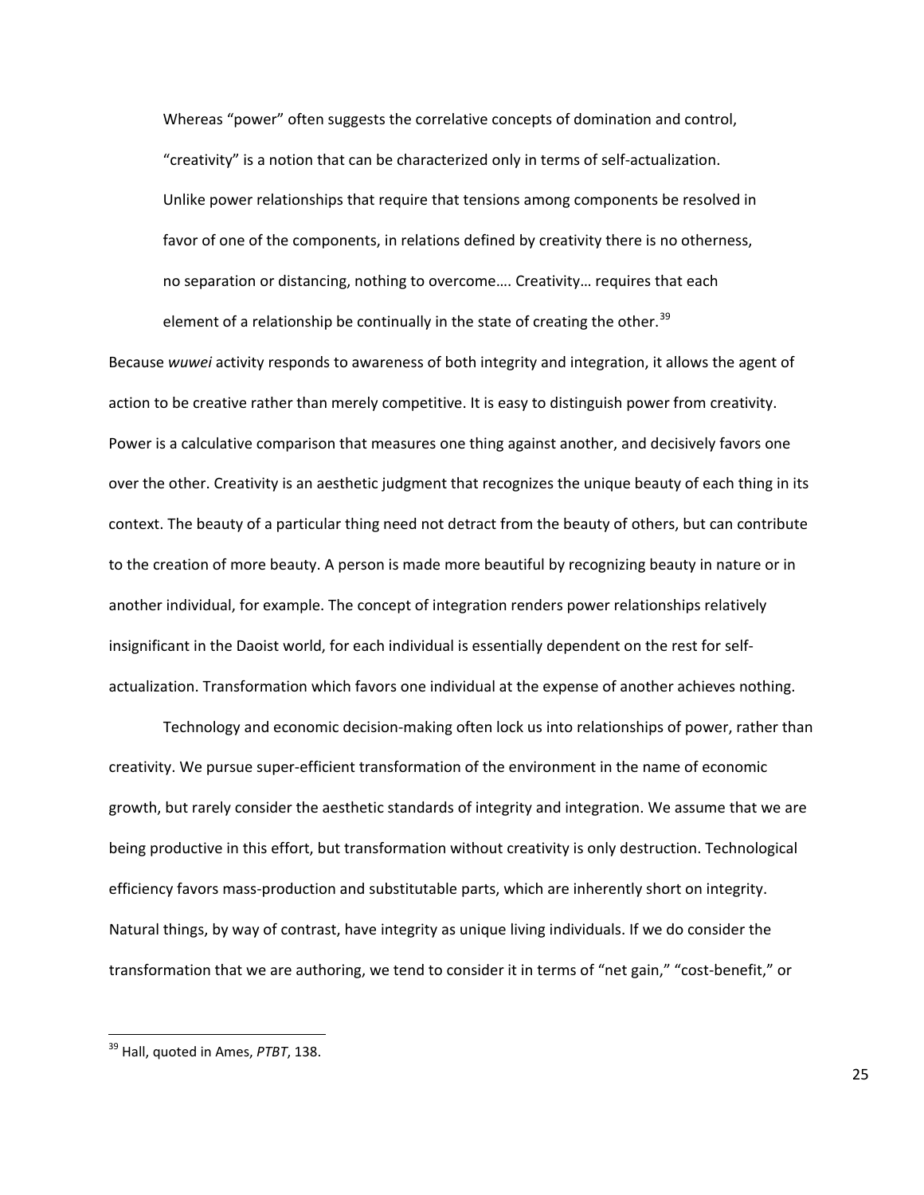> Whereas "power" often suggests the correlative concepts of domination and control, "creativity" is a notion that can be characterized only in terms of self-actualization. Unlike power relationships that require that tensions among components be resolved in favor of one of the components, in relations defined by creativity there is no otherness, no separation or distancing, nothing to overcome…. Creativity… requires that each element of a relationship be continually in the state of creating the other.[39]

Because *wuwei* activity responds to awareness of both integrity and integration, it allows the agent of action to be creative rather than merely competitive. It is easy to distinguish power from creativity. Power is a calculative comparison that measures one thing against another, and decisively favors one over the other. Creativity is an aesthetic judgment that recognizes the unique beauty of each thing in its context. The beauty of a particular thing need not detract from the beauty of others, but can contribute to the creation of more beauty. A person is made more beautiful by recognizing beauty in nature or in another individual, for example. The concept of integration renders power relationships relatively insignificant in the Daoist world, for each individual is essentially dependent on the rest for self-actualization. Transformation which favors one individual at the expense of another achieves nothing.

Technology and economic decision-making often lock us into relationships of power, rather than creativity. We pursue super-efficient transformation of the environment in the name of economic growth, but rarely consider the aesthetic standards of integrity and integration. We assume that we are being productive in this effort, but transformation without creativity is only destruction. Technological efficiency favors mass-production and substitutable parts, which are inherently short on integrity. Natural things, by way of contrast, have integrity as unique living individuals. If we do consider the transformation that we are authoring, we tend to consider it in terms of "net gain," "cost-benefit," or

---

[39] Hall, quoted in Ames, *PTBT*, 138.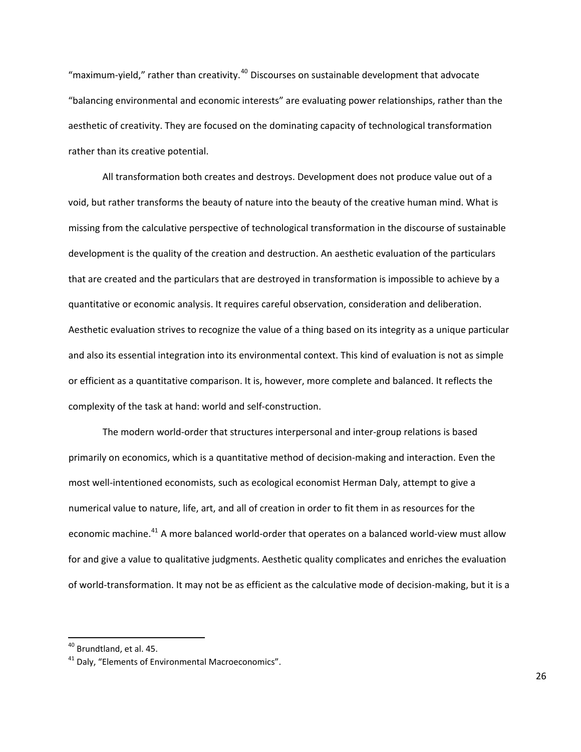"maximum-yield," rather than creativity.[40] Discourses on sustainable development that advocate "balancing environmental and economic interests" are evaluating power relationships, rather than the aesthetic of creativity. They are focused on the dominating capacity of technological transformation rather than its creative potential.

All transformation both creates and destroys. Development does not produce value out of a void, but rather transforms the beauty of nature into the beauty of the creative human mind. What is missing from the calculative perspective of technological transformation in the discourse of sustainable development is the quality of the creation and destruction. An aesthetic evaluation of the particulars that are created and the particulars that are destroyed in transformation is impossible to achieve by a quantitative or economic analysis. It requires careful observation, consideration and deliberation. Aesthetic evaluation strives to recognize the value of a thing based on its integrity as a unique particular and also its essential integration into its environmental context. This kind of evaluation is not as simple or efficient as a quantitative comparison. It is, however, more complete and balanced. It reflects the complexity of the task at hand: world and self-construction.

The modern world-order that structures interpersonal and inter-group relations is based primarily on economics, which is a quantitative method of decision-making and interaction. Even the most well-intentioned economists, such as ecological economist Herman Daly, attempt to give a numerical value to nature, life, art, and all of creation in order to fit them in as resources for the economic machine.[41] A more balanced world-order that operates on a balanced world-view must allow for and give a value to qualitative judgments. Aesthetic quality complicates and enriches the evaluation of world-transformation. It may not be as efficient as the calculative mode of decision-making, but it is a

---

[40] Brundtland, et al. 45.

[41] Daly, "Elements of Environmental Macroeconomics".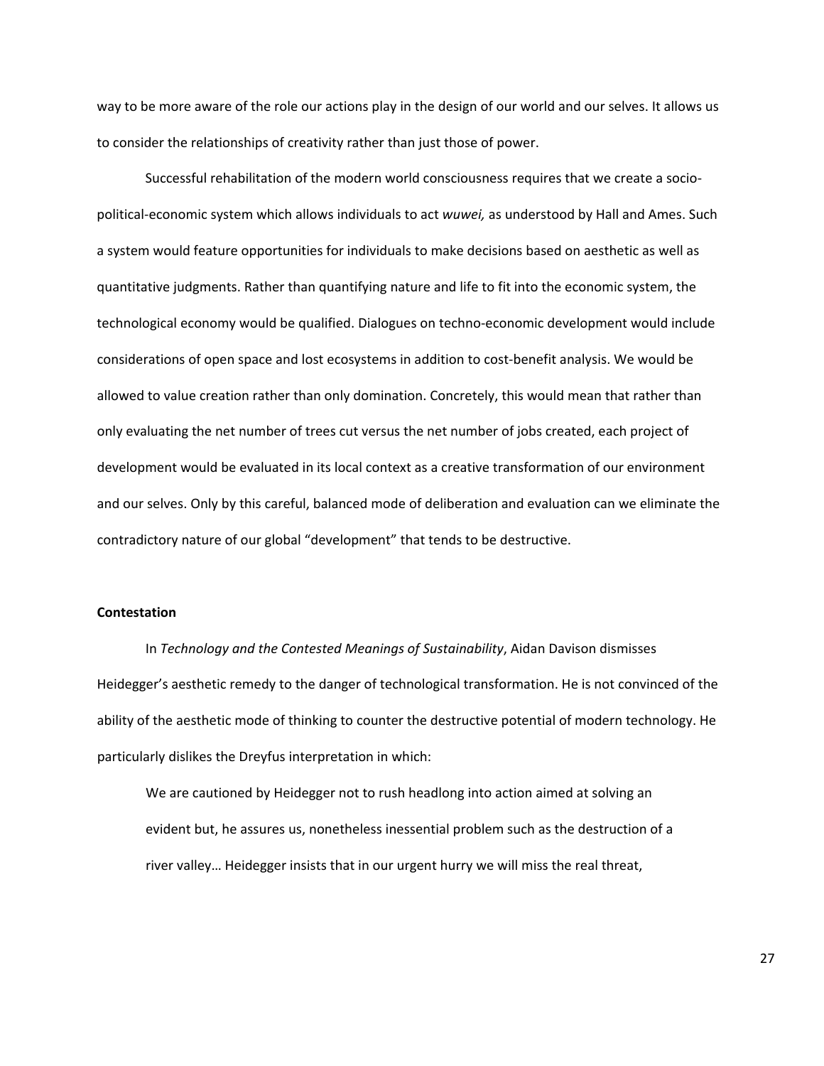way to be more aware of the role our actions play in the design of our world and our selves. It allows us to consider the relationships of creativity rather than just those of power.

Successful rehabilitation of the modern world consciousness requires that we create a socio-political-economic system which allows individuals to act *wuwei,* as understood by Hall and Ames. Such a system would feature opportunities for individuals to make decisions based on aesthetic as well as quantitative judgments. Rather than quantifying nature and life to fit into the economic system, the technological economy would be qualified. Dialogues on techno-economic development would include considerations of open space and lost ecosystems in addition to cost-benefit analysis. We would be allowed to value creation rather than only domination. Concretely, this would mean that rather than only evaluating the net number of trees cut versus the net number of jobs created, each project of development would be evaluated in its local context as a creative transformation of our environment and our selves. Only by this careful, balanced mode of deliberation and evaluation can we eliminate the contradictory nature of our global "development" that tends to be destructive.

**Contestation**

In *Technology and the Contested Meanings of Sustainability*, Aidan Davison dismisses Heidegger's aesthetic remedy to the danger of technological transformation. He is not convinced of the ability of the aesthetic mode of thinking to counter the destructive potential of modern technology. He particularly dislikes the Dreyfus interpretation in which:

> We are cautioned by Heidegger not to rush headlong into action aimed at solving an evident but, he assures us, nonetheless inessential problem such as the destruction of a river valley… Heidegger insists that in our urgent hurry we will miss the real threat,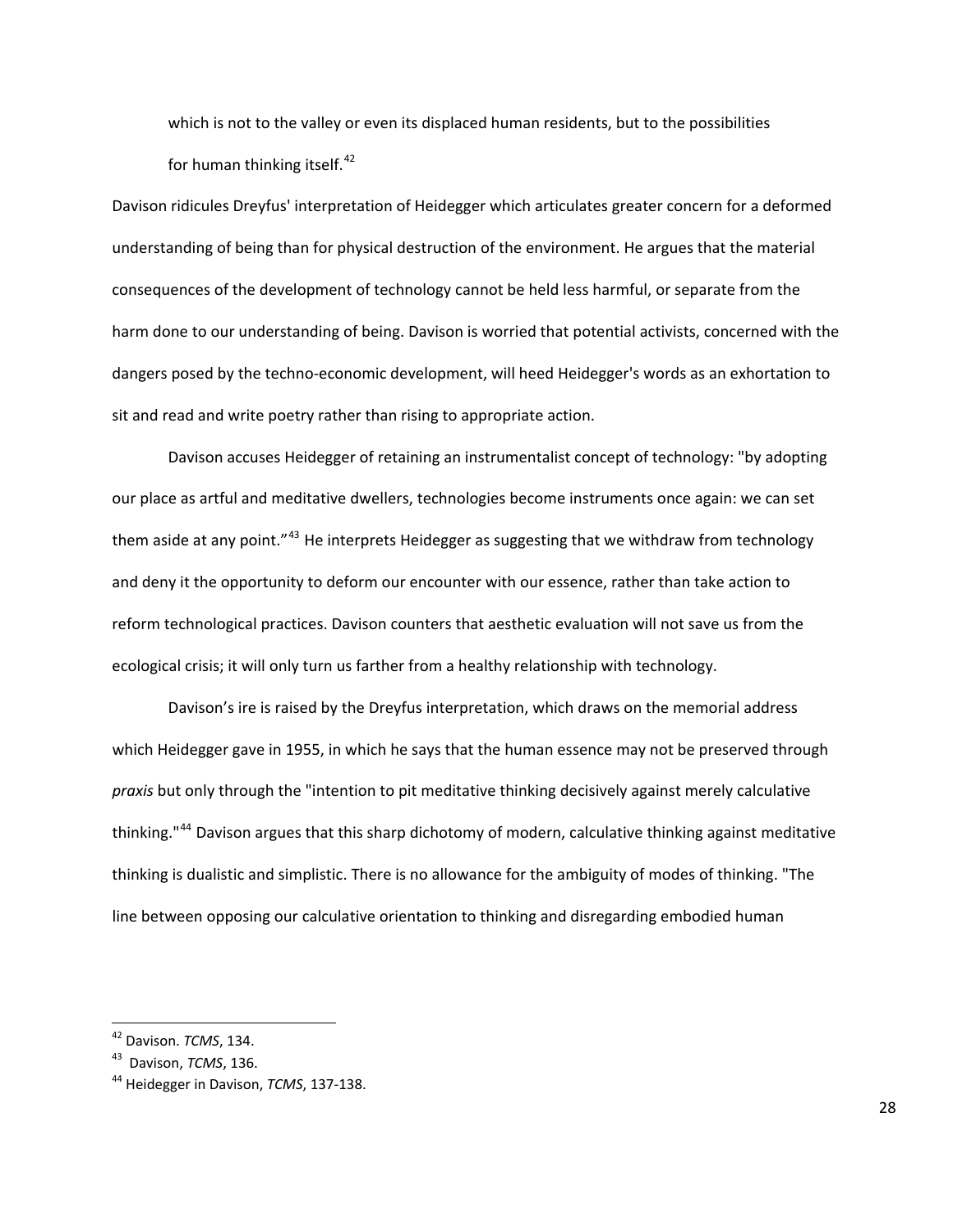> which is not to the valley or even its displaced human residents, but to the possibilities for human thinking itself.[42]

Davison ridicules Dreyfus' interpretation of Heidegger which articulates greater concern for a deformed understanding of being than for physical destruction of the environment. He argues that the material consequences of the development of technology cannot be held less harmful, or separate from the harm done to our understanding of being. Davison is worried that potential activists, concerned with the dangers posed by the techno-economic development, will heed Heidegger's words as an exhortation to sit and read and write poetry rather than rising to appropriate action.

Davison accuses Heidegger of retaining an instrumentalist concept of technology: "by adopting our place as artful and meditative dwellers, technologies become instruments once again: we can set them aside at any point."[43] He interprets Heidegger as suggesting that we withdraw from technology and deny it the opportunity to deform our encounter with our essence, rather than take action to reform technological practices. Davison counters that aesthetic evaluation will not save us from the ecological crisis; it will only turn us farther from a healthy relationship with technology.

Davison's ire is raised by the Dreyfus interpretation, which draws on the memorial address which Heidegger gave in 1955, in which he says that the human essence may not be preserved through *praxis* but only through the "intention to pit meditative thinking decisively against merely calculative thinking."[44] Davison argues that this sharp dichotomy of modern, calculative thinking against meditative thinking is dualistic and simplistic. There is no allowance for the ambiguity of modes of thinking. "The line between opposing our calculative orientation to thinking and disregarding embodied human

---

[42] Davison. *TCMS*, 134.

[43] Davison, *TCMS*, 136.

[44] Heidegger in Davison, *TCMS*, 137-138.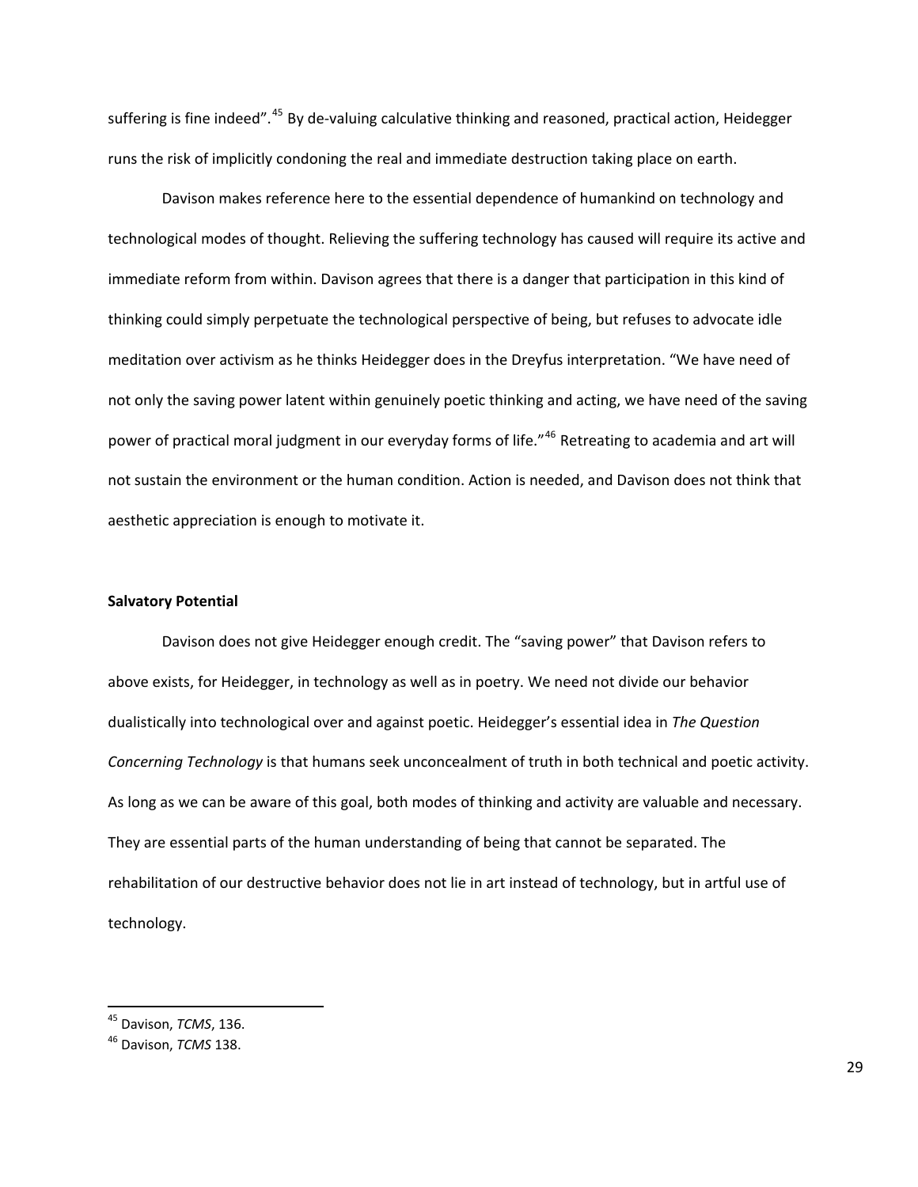suffering is fine indeed".[45] By de-valuing calculative thinking and reasoned, practical action, Heidegger runs the risk of implicitly condoning the real and immediate destruction taking place on earth.

Davison makes reference here to the essential dependence of humankind on technology and technological modes of thought. Relieving the suffering technology has caused will require its active and immediate reform from within. Davison agrees that there is a danger that participation in this kind of thinking could simply perpetuate the technological perspective of being, but refuses to advocate idle meditation over activism as he thinks Heidegger does in the Dreyfus interpretation. "We have need of not only the saving power latent within genuinely poetic thinking and acting, we have need of the saving power of practical moral judgment in our everyday forms of life."[46] Retreating to academia and art will not sustain the environment or the human condition. Action is needed, and Davison does not think that aesthetic appreciation is enough to motivate it.

**Salvatory Potential**

Davison does not give Heidegger enough credit. The "saving power" that Davison refers to above exists, for Heidegger, in technology as well as in poetry. We need not divide our behavior dualistically into technological over and against poetic. Heidegger's essential idea in *The Question Concerning Technology* is that humans seek unconcealment of truth in both technical and poetic activity. As long as we can be aware of this goal, both modes of thinking and activity are valuable and necessary. They are essential parts of the human understanding of being that cannot be separated. The rehabilitation of our destructive behavior does not lie in art instead of technology, but in artful use of technology.

---

[45] Davison, *TCMS*, 136.
[46] Davison, *TCMS* 138.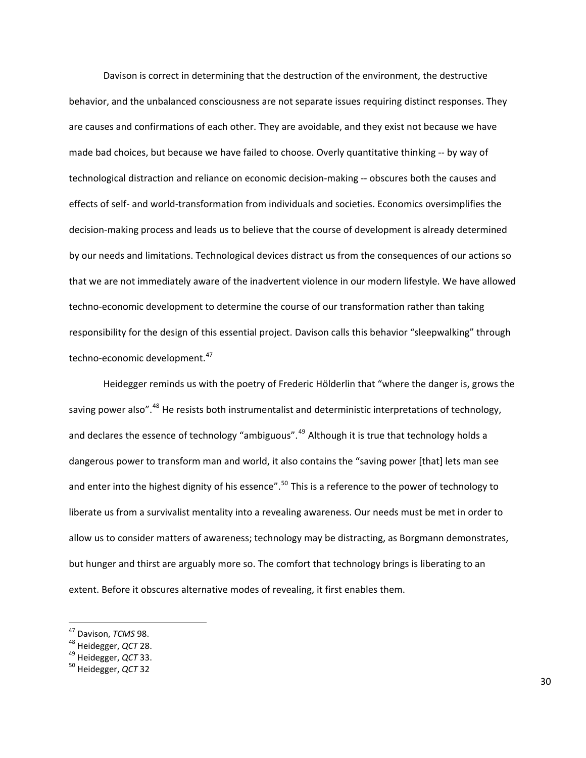Davison is correct in determining that the destruction of the environment, the destructive behavior, and the unbalanced consciousness are not separate issues requiring distinct responses. They are causes and confirmations of each other. They are avoidable, and they exist not because we have made bad choices, but because we have failed to choose. Overly quantitative thinking -- by way of technological distraction and reliance on economic decision-making -- obscures both the causes and effects of self- and world-transformation from individuals and societies. Economics oversimplifies the decision-making process and leads us to believe that the course of development is already determined by our needs and limitations. Technological devices distract us from the consequences of our actions so that we are not immediately aware of the inadvertent violence in our modern lifestyle. We have allowed techno-economic development to determine the course of our transformation rather than taking responsibility for the design of this essential project. Davison calls this behavior "sleepwalking" through techno-economic development.[47]

Heidegger reminds us with the poetry of Frederic Hölderlin that "where the danger is, grows the saving power also".[48] He resists both instrumentalist and deterministic interpretations of technology, and declares the essence of technology "ambiguous".[49] Although it is true that technology holds a dangerous power to transform man and world, it also contains the "saving power [that] lets man see and enter into the highest dignity of his essence".[50] This is a reference to the power of technology to liberate us from a survivalist mentality into a revealing awareness. Our needs must be met in order to allow us to consider matters of awareness; technology may be distracting, as Borgmann demonstrates, but hunger and thirst are arguably more so. The comfort that technology brings is liberating to an extent. Before it obscures alternative modes of revealing, it first enables them.

---

[47] Davison, *TCMS* 98.
[48] Heidegger, *QCT* 28.
[49] Heidegger, *QCT* 33.
[50] Heidegger, *QCT* 32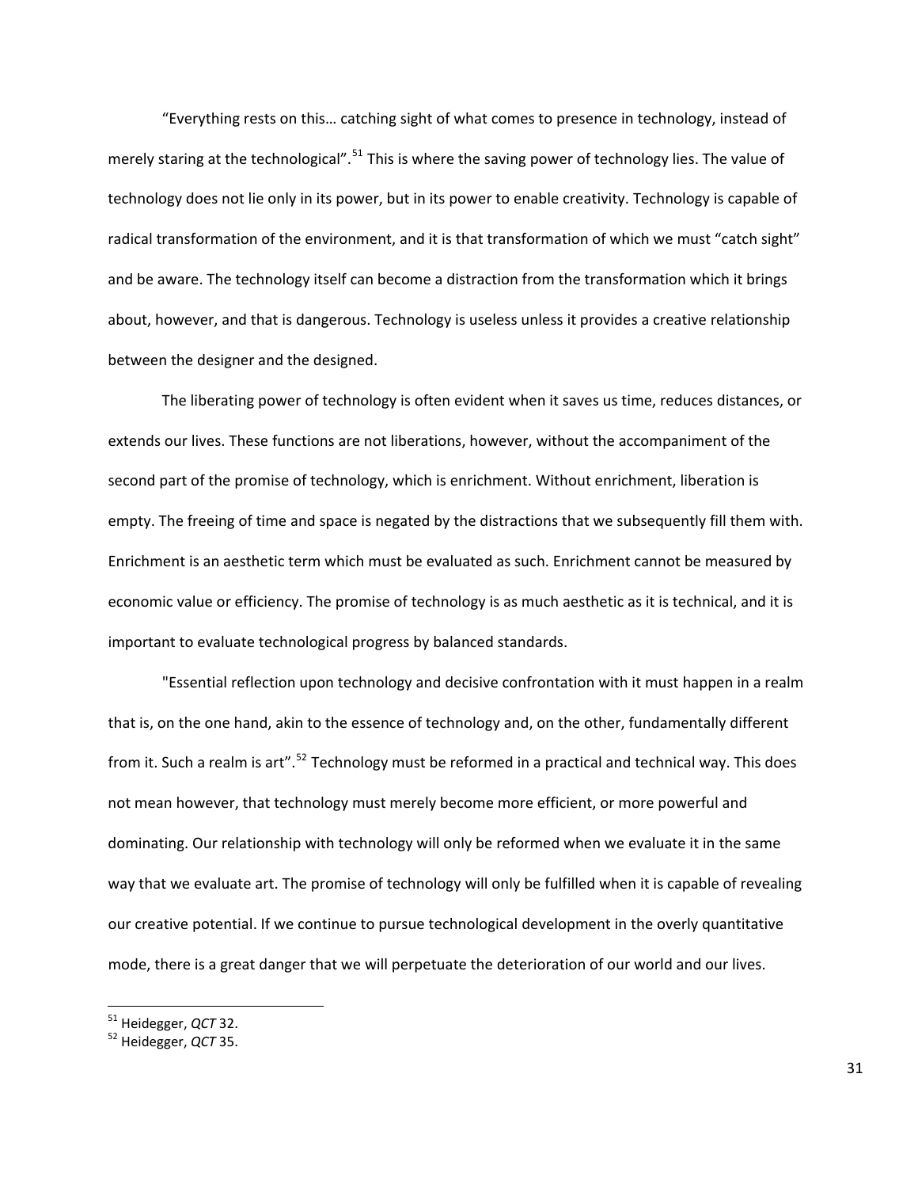"Everything rests on this… catching sight of what comes to presence in technology, instead of merely staring at the technological".[51] This is where the saving power of technology lies. The value of technology does not lie only in its power, but in its power to enable creativity. Technology is capable of radical transformation of the environment, and it is that transformation of which we must "catch sight" and be aware. The technology itself can become a distraction from the transformation which it brings about, however, and that is dangerous. Technology is useless unless it provides a creative relationship between the designer and the designed.

The liberating power of technology is often evident when it saves us time, reduces distances, or extends our lives. These functions are not liberations, however, without the accompaniment of the second part of the promise of technology, which is enrichment. Without enrichment, liberation is empty. The freeing of time and space is negated by the distractions that we subsequently fill them with. Enrichment is an aesthetic term which must be evaluated as such. Enrichment cannot be measured by economic value or efficiency. The promise of technology is as much aesthetic as it is technical, and it is important to evaluate technological progress by balanced standards.

"Essential reflection upon technology and decisive confrontation with it must happen in a realm that is, on the one hand, akin to the essence of technology and, on the other, fundamentally different from it. Such a realm is art".[52] Technology must be reformed in a practical and technical way. This does not mean however, that technology must merely become more efficient, or more powerful and dominating. Our relationship with technology will only be reformed when we evaluate it in the same way that we evaluate art. The promise of technology will only be fulfilled when it is capable of revealing our creative potential. If we continue to pursue technological development in the overly quantitative mode, there is a great danger that we will perpetuate the deterioration of our world and our lives.

---

[51] Heidegger, *QCT* 32.

[52] Heidegger, *QCT* 35.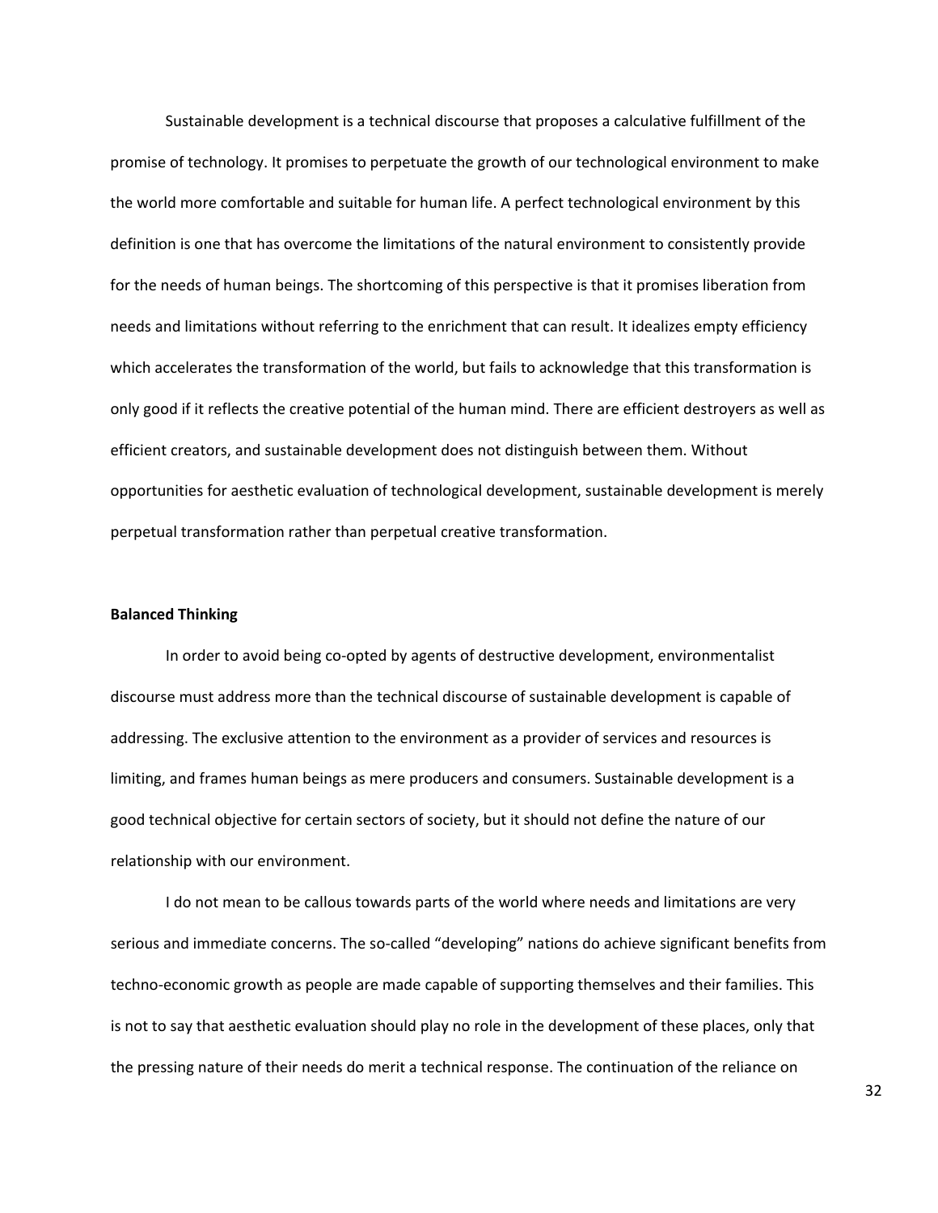Sustainable development is a technical discourse that proposes a calculative fulfillment of the promise of technology. It promises to perpetuate the growth of our technological environment to make the world more comfortable and suitable for human life. A perfect technological environment by this definition is one that has overcome the limitations of the natural environment to consistently provide for the needs of human beings. The shortcoming of this perspective is that it promises liberation from needs and limitations without referring to the enrichment that can result. It idealizes empty efficiency which accelerates the transformation of the world, but fails to acknowledge that this transformation is only good if it reflects the creative potential of the human mind. There are efficient destroyers as well as efficient creators, and sustainable development does not distinguish between them. Without opportunities for aesthetic evaluation of technological development, sustainable development is merely perpetual transformation rather than perpetual creative transformation.

**Balanced Thinking**

In order to avoid being co-opted by agents of destructive development, environmentalist discourse must address more than the technical discourse of sustainable development is capable of addressing. The exclusive attention to the environment as a provider of services and resources is limiting, and frames human beings as mere producers and consumers. Sustainable development is a good technical objective for certain sectors of society, but it should not define the nature of our relationship with our environment.

I do not mean to be callous towards parts of the world where needs and limitations are very serious and immediate concerns. The so-called "developing" nations do achieve significant benefits from techno-economic growth as people are made capable of supporting themselves and their families. This is not to say that aesthetic evaluation should play no role in the development of these places, only that the pressing nature of their needs do merit a technical response. The continuation of the reliance on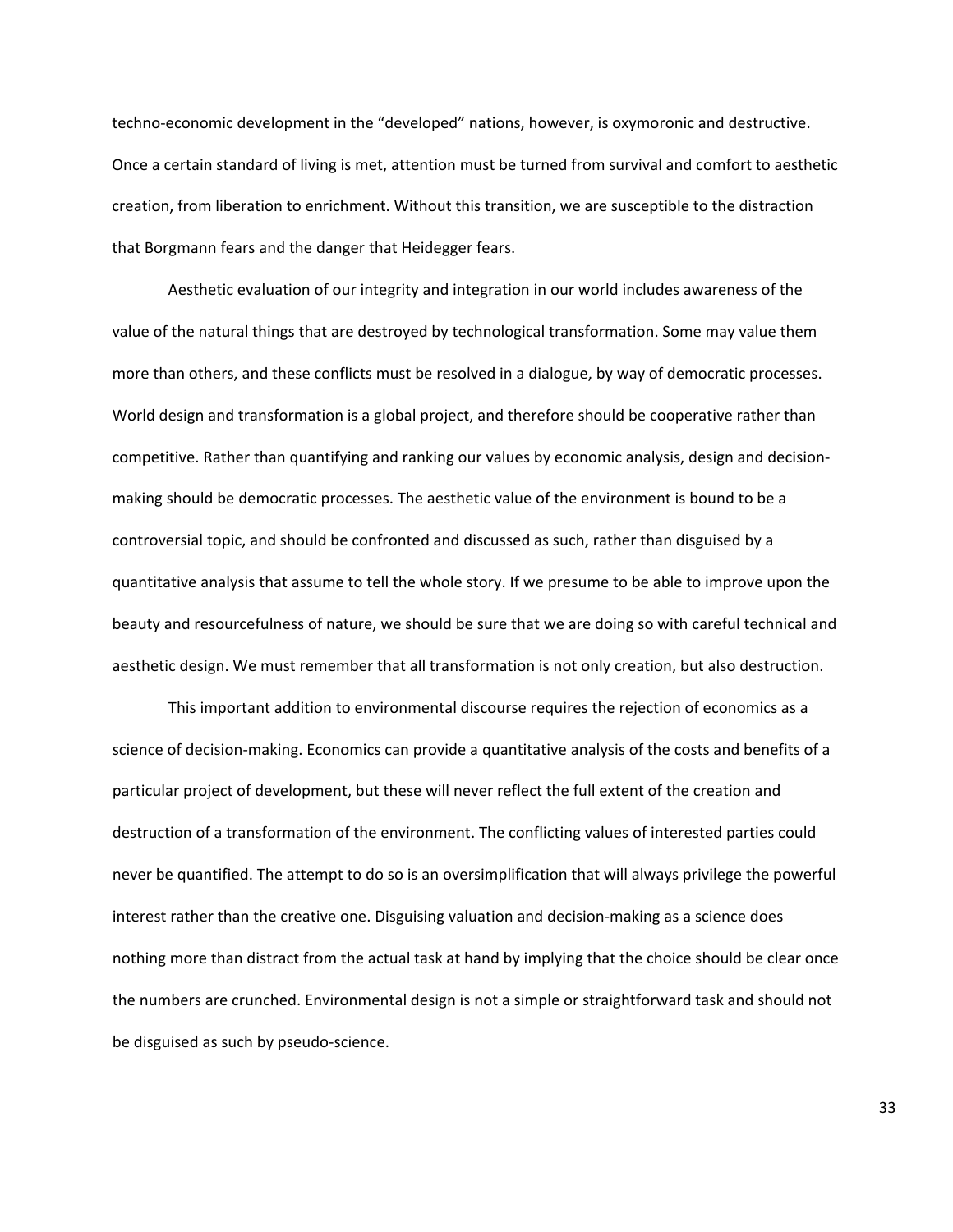techno-economic development in the "developed" nations, however, is oxymoronic and destructive. Once a certain standard of living is met, attention must be turned from survival and comfort to aesthetic creation, from liberation to enrichment. Without this transition, we are susceptible to the distraction that Borgmann fears and the danger that Heidegger fears.

Aesthetic evaluation of our integrity and integration in our world includes awareness of the value of the natural things that are destroyed by technological transformation. Some may value them more than others, and these conflicts must be resolved in a dialogue, by way of democratic processes. World design and transformation is a global project, and therefore should be cooperative rather than competitive. Rather than quantifying and ranking our values by economic analysis, design and decision-making should be democratic processes. The aesthetic value of the environment is bound to be a controversial topic, and should be confronted and discussed as such, rather than disguised by a quantitative analysis that assume to tell the whole story. If we presume to be able to improve upon the beauty and resourcefulness of nature, we should be sure that we are doing so with careful technical and aesthetic design. We must remember that all transformation is not only creation, but also destruction.

This important addition to environmental discourse requires the rejection of economics as a science of decision-making. Economics can provide a quantitative analysis of the costs and benefits of a particular project of development, but these will never reflect the full extent of the creation and destruction of a transformation of the environment. The conflicting values of interested parties could never be quantified. The attempt to do so is an oversimplification that will always privilege the powerful interest rather than the creative one. Disguising valuation and decision-making as a science does nothing more than distract from the actual task at hand by implying that the choice should be clear once the numbers are crunched. Environmental design is not a simple or straightforward task and should not be disguised as such by pseudo-science.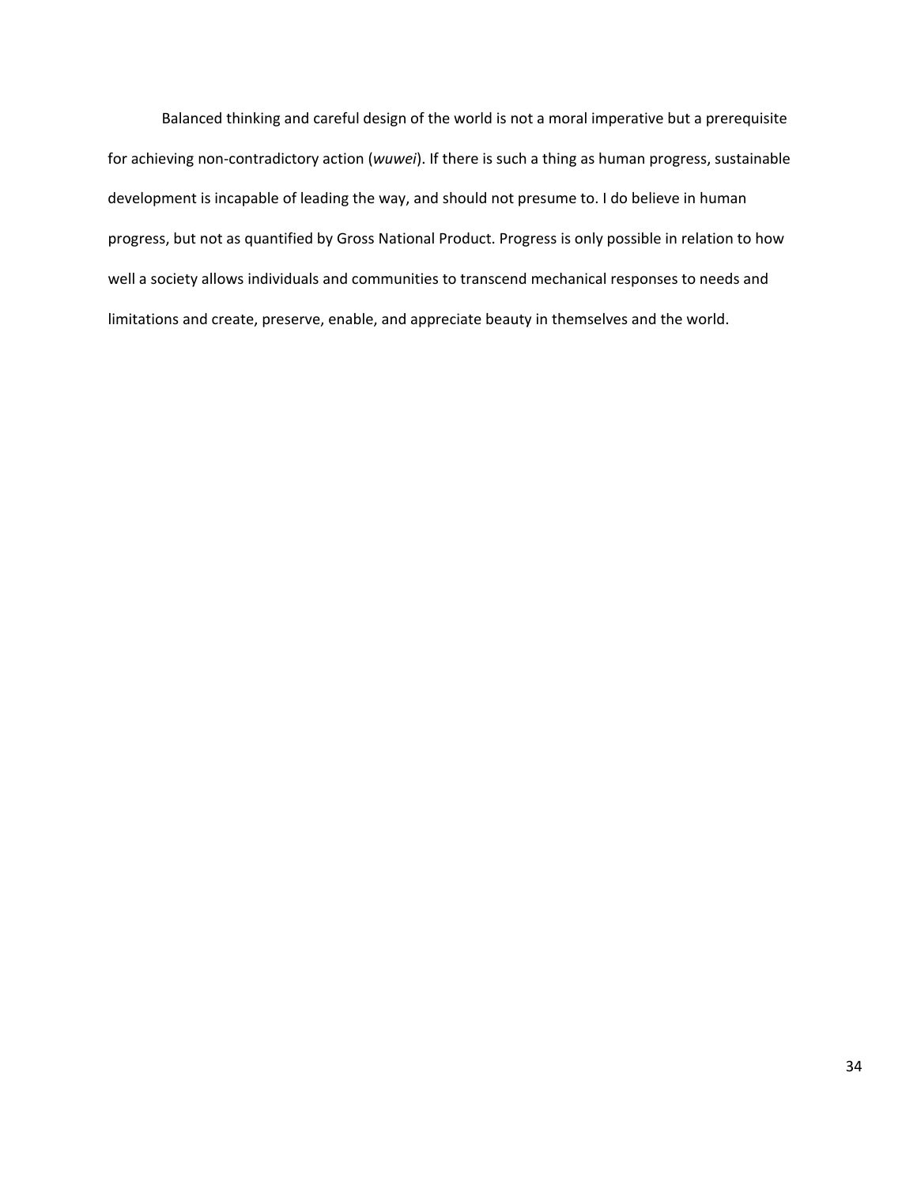Balanced thinking and careful design of the world is not a moral imperative but a prerequisite for achieving non-contradictory action (*wuwei*). If there is such a thing as human progress, sustainable development is incapable of leading the way, and should not presume to. I do believe in human progress, but not as quantified by Gross National Product. Progress is only possible in relation to how well a society allows individuals and communities to transcend mechanical responses to needs and limitations and create, preserve, enable, and appreciate beauty in themselves and the world.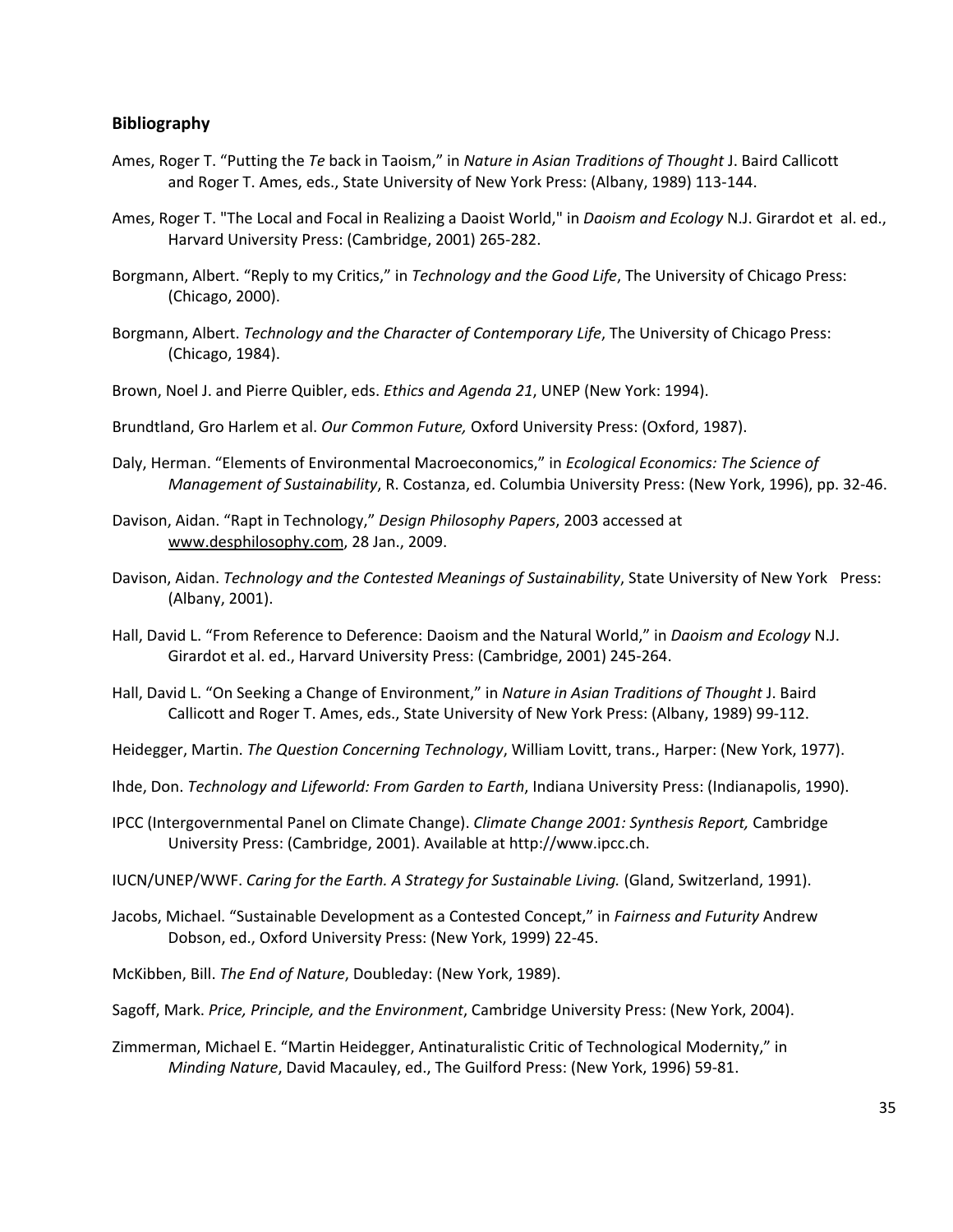## Bibliography

Ames, Roger T. "Putting the *Te* back in Taoism," in *Nature in Asian Traditions of Thought* J. Baird Callicott and Roger T. Ames, eds., State University of New York Press: (Albany, 1989) 113-144.

Ames, Roger T. "The Local and Focal in Realizing a Daoist World," in *Daoism and Ecology* N.J. Girardot et al. ed., Harvard University Press: (Cambridge, 2001) 265-282.

Borgmann, Albert. "Reply to my Critics," in *Technology and the Good Life*, The University of Chicago Press: (Chicago, 2000).

Borgmann, Albert. *Technology and the Character of Contemporary Life*, The University of Chicago Press: (Chicago, 1984).

Brown, Noel J. and Pierre Quibler, eds. *Ethics and Agenda 21*, UNEP (New York: 1994).

Brundtland, Gro Harlem et al. *Our Common Future,* Oxford University Press: (Oxford, 1987).

Daly, Herman. "Elements of Environmental Macroeconomics," in *Ecological Economics: The Science of Management of Sustainability*, R. Costanza, ed. Columbia University Press: (New York, 1996), pp. 32-46.

Davison, Aidan. "Rapt in Technology," *Design Philosophy Papers*, 2003 accessed at www.desphilosophy.com, 28 Jan., 2009.

Davison, Aidan. *Technology and the Contested Meanings of Sustainability*, State University of New York Press: (Albany, 2001).

Hall, David L. "From Reference to Deference: Daoism and the Natural World," in *Daoism and Ecology* N.J. Girardot et al. ed., Harvard University Press: (Cambridge, 2001) 245-264.

Hall, David L. "On Seeking a Change of Environment," in *Nature in Asian Traditions of Thought* J. Baird Callicott and Roger T. Ames, eds., State University of New York Press: (Albany, 1989) 99-112.

Heidegger, Martin. *The Question Concerning Technology*, William Lovitt, trans., Harper: (New York, 1977).

Ihde, Don. *Technology and Lifeworld: From Garden to Earth*, Indiana University Press: (Indianapolis, 1990).

IPCC (Intergovernmental Panel on Climate Change). *Climate Change 2001: Synthesis Report,* Cambridge University Press: (Cambridge, 2001). Available at http://www.ipcc.ch.

IUCN/UNEP/WWF. *Caring for the Earth. A Strategy for Sustainable Living.* (Gland, Switzerland, 1991).

Jacobs, Michael. "Sustainable Development as a Contested Concept," in *Fairness and Futurity* Andrew Dobson, ed., Oxford University Press: (New York, 1999) 22-45.

McKibben, Bill. *The End of Nature*, Doubleday: (New York, 1989).

Sagoff, Mark. *Price, Principle, and the Environment*, Cambridge University Press: (New York, 2004).

Zimmerman, Michael E. "Martin Heidegger, Antinaturalistic Critic of Technological Modernity," in *Minding Nature*, David Macauley, ed., The Guilford Press: (New York, 1996) 59-81.